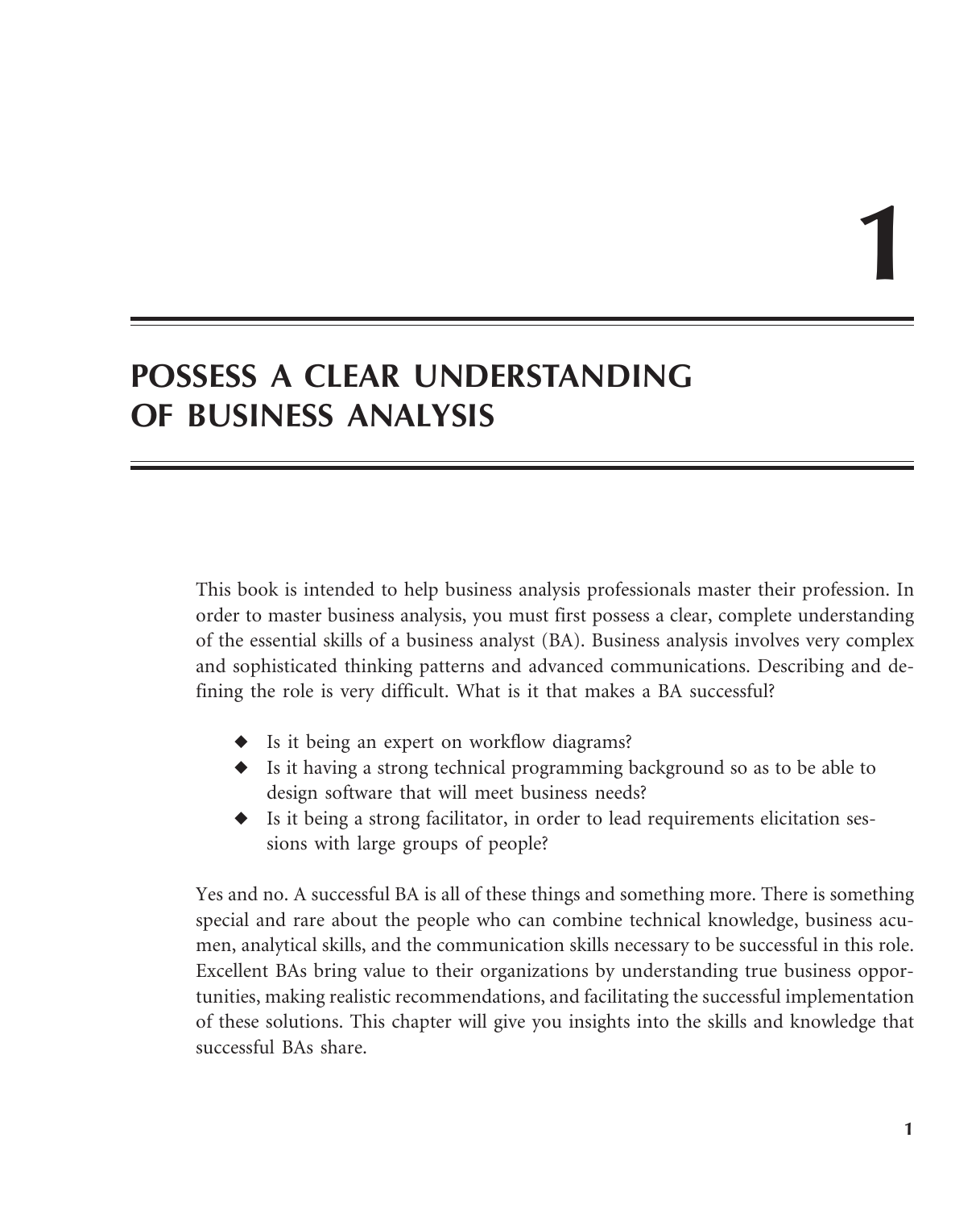# 1

# POSSESS A CLEAR UNDERSTANDING OF BUSINESS ANALYSIS

This book is intended to help business analysis professionals master their profession. In order to master business analysis, you must first possess a clear, complete understanding of the essential skills of a business analyst (BA). Business analysis involves very complex and sophisticated thinking patterns and advanced communications. Describing and defining the role is very difficult. What is it that makes a BA successful?

- Is it being an expert on workflow diagrams?
- Is it having a strong technical programming background so as to be able to design software that will meet business needs?
- Is it being a strong facilitator, in order to lead requirements elicitation sessions with large groups of people?

Yes and no. A successful BA is all of these things and something more. There is something special and rare about the people who can combine technical knowledge, business acumen, analytical skills, and the communication skills necessary to be successful in this role. Excellent BAs bring value to their organizations by understanding true business opportunities, making realistic recommendations, and facilitating the successful implementation of these solutions. This chapter will give you insights into the skills and knowledge that successful BAs share.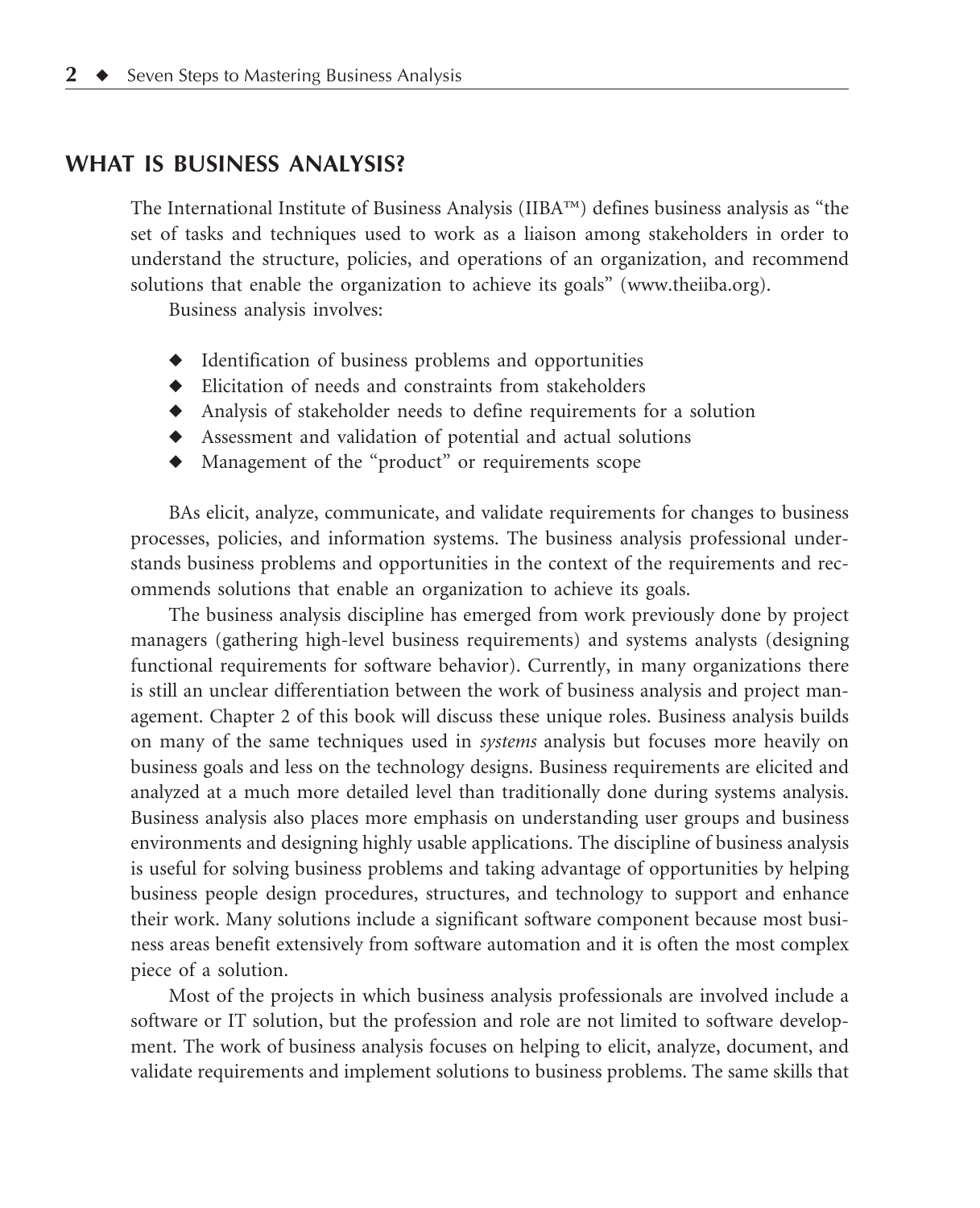## WHAT IS BUSINESS ANALYSIS?

The International Institute of Business Analysis (IIBA™) defines business analysis as "the set of tasks and techniques used to work as a liaison among stakeholders in order to understand the structure, policies, and operations of an organization, and recommend solutions that enable the organization to achieve its goals" (www.theiiba.org).

Business analysis involves:

- Identification of business problems and opportunities
- Elicitation of needs and constraints from stakeholders
- Analysis of stakeholder needs to define requirements for a solution
- Assessment and validation of potential and actual solutions
- Management of the "product" or requirements scope

BAs elicit, analyze, communicate, and validate requirements for changes to business processes, policies, and information systems. The business analysis professional understands business problems and opportunities in the context of the requirements and recommends solutions that enable an organization to achieve its goals.

The business analysis discipline has emerged from work previously done by project managers (gathering high-level business requirements) and systems analysts (designing functional requirements for software behavior). Currently, in many organizations there is still an unclear differentiation between the work of business analysis and project management. Chapter 2 of this book will discuss these unique roles. Business analysis builds on many of the same techniques used in *systems* analysis but focuses more heavily on business goals and less on the technology designs. Business requirements are elicited and analyzed at a much more detailed level than traditionally done during systems analysis. Business analysis also places more emphasis on understanding user groups and business environments and designing highly usable applications. The discipline of business analysis is useful for solving business problems and taking advantage of opportunities by helping business people design procedures, structures, and technology to support and enhance their work. Many solutions include a significant software component because most business areas benefit extensively from software automation and it is often the most complex piece of a solution.

Most of the projects in which business analysis professionals are involved include a software or IT solution, but the profession and role are not limited to software development. The work of business analysis focuses on helping to elicit, analyze, document, and validate requirements and implement solutions to business problems. The same skills that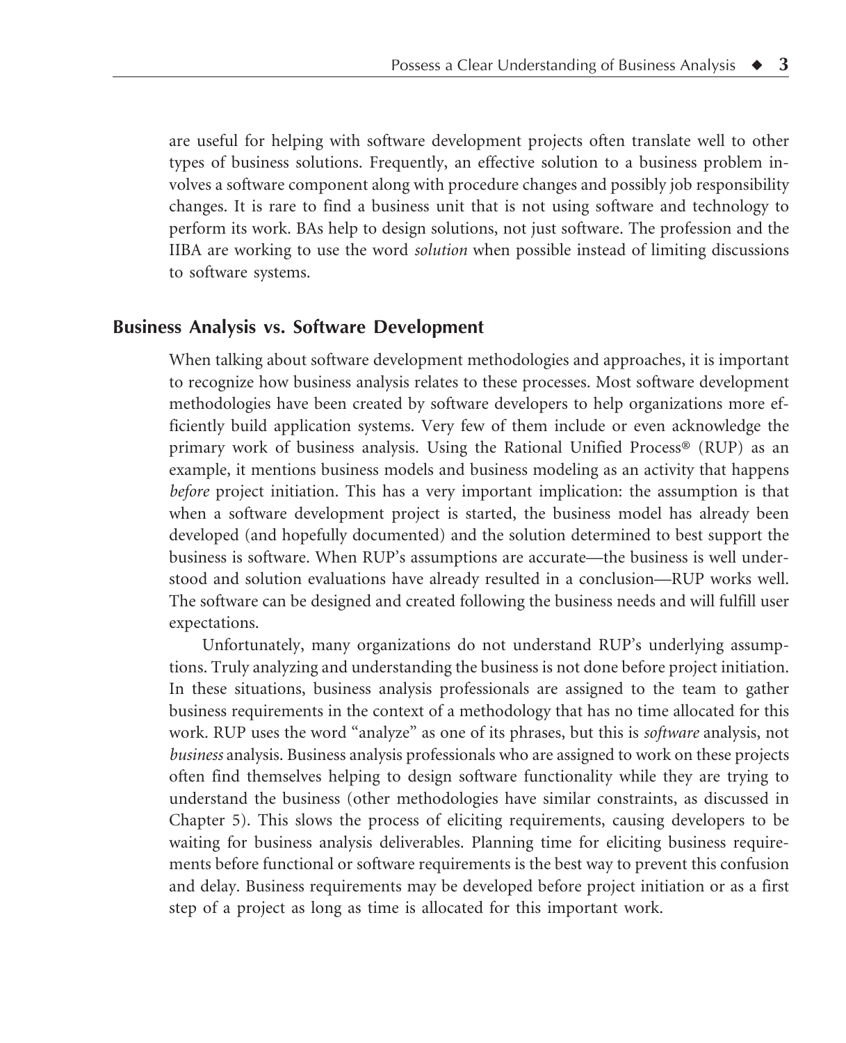are useful for helping with software development projects often translate well to other types of business solutions. Frequently, an effective solution to a business problem involves a software component along with procedure changes and possibly job responsibility changes. It is rare to find a business unit that is not using software and technology to perform its work. BAs help to design solutions, not just software. The profession and the IIBA are working to use the word *solution* when possible instead of limiting discussions to software systems.

## Business Analysis vs. Software Development

When talking about software development methodologies and approaches, it is important to recognize how business analysis relates to these processes. Most software development methodologies have been created by software developers to help organizations more efficiently build application systems. Very few of them include or even acknowledge the primary work of business analysis. Using the Rational Unified Process® (RUP) as an example, it mentions business models and business modeling as an activity that happens *before* project initiation. This has a very important implication: the assumption is that when a software development project is started, the business model has already been developed (and hopefully documented) and the solution determined to best support the business is software. When RUP's assumptions are accurate—the business is well understood and solution evaluations have already resulted in a conclusion—RUP works well. The software can be designed and created following the business needs and will fulfill user expectations.

Unfortunately, many organizations do not understand RUP's underlying assumptions. Truly analyzing and understanding the business is not done before project initiation. In these situations, business analysis professionals are assigned to the team to gather business requirements in the context of a methodology that has no time allocated for this work. RUP uses the word "analyze" as one of its phrases, but this is *software* analysis, not *business* analysis. Business analysis professionals who are assigned to work on these projects often find themselves helping to design software functionality while they are trying to understand the business (other methodologies have similar constraints, as discussed in Chapter 5). This slows the process of eliciting requirements, causing developers to be waiting for business analysis deliverables. Planning time for eliciting business requirements before functional or software requirements is the best way to prevent this confusion and delay. Business requirements may be developed before project initiation or as a first step of a project as long as time is allocated for this important work.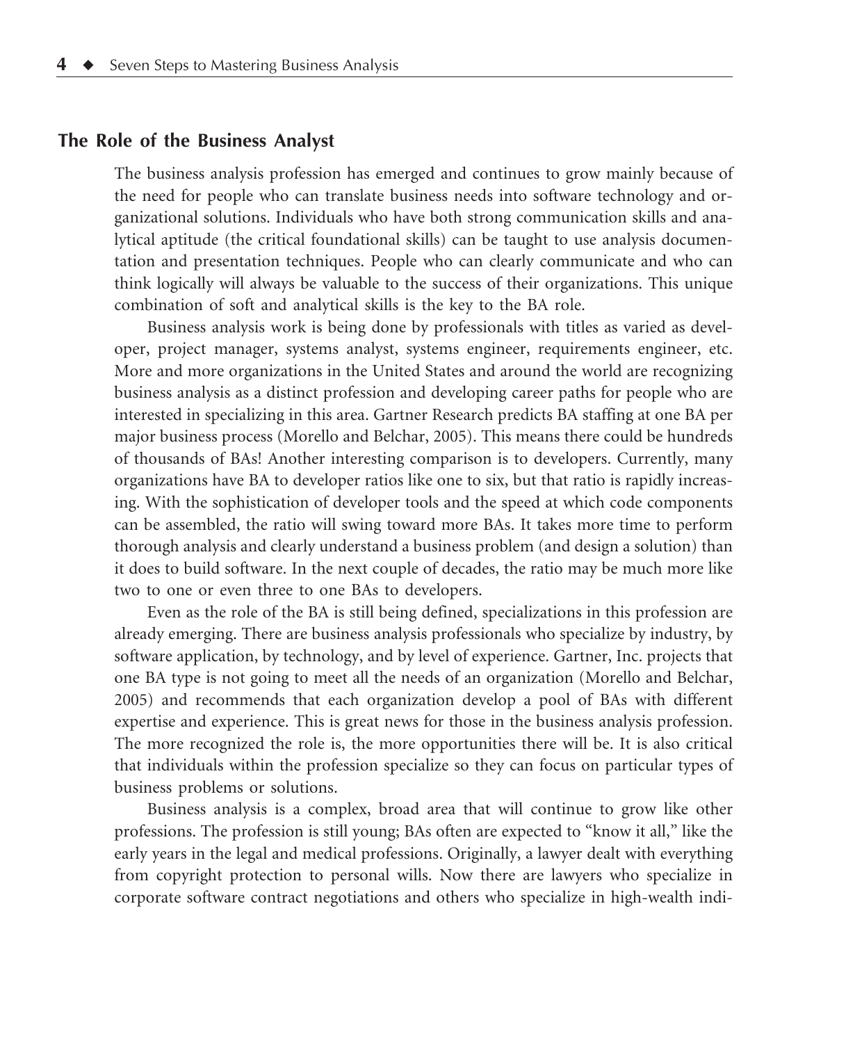## The Role of the Business Analyst

The business analysis profession has emerged and continues to grow mainly because of the need for people who can translate business needs into software technology and organizational solutions. Individuals who have both strong communication skills and analytical aptitude (the critical foundational skills) can be taught to use analysis documentation and presentation techniques. People who can clearly communicate and who can think logically will always be valuable to the success of their organizations. This unique combination of soft and analytical skills is the key to the BA role.

Business analysis work is being done by professionals with titles as varied as developer, project manager, systems analyst, systems engineer, requirements engineer, etc. More and more organizations in the United States and around the world are recognizing business analysis as a distinct profession and developing career paths for people who are interested in specializing in this area. Gartner Research predicts BA staffing at one BA per major business process (Morello and Belchar, 2005). This means there could be hundreds of thousands of BAs! Another interesting comparison is to developers. Currently, many organizations have BA to developer ratios like one to six, but that ratio is rapidly increasing. With the sophistication of developer tools and the speed at which code components can be assembled, the ratio will swing toward more BAs. It takes more time to perform thorough analysis and clearly understand a business problem (and design a solution) than it does to build software. In the next couple of decades, the ratio may be much more like two to one or even three to one BAs to developers.

Even as the role of the BA is still being defined, specializations in this profession are already emerging. There are business analysis professionals who specialize by industry, by software application, by technology, and by level of experience. Gartner, Inc. projects that one BA type is not going to meet all the needs of an organization (Morello and Belchar, 2005) and recommends that each organization develop a pool of BAs with different expertise and experience. This is great news for those in the business analysis profession. The more recognized the role is, the more opportunities there will be. It is also critical that individuals within the profession specialize so they can focus on particular types of business problems or solutions.

Business analysis is a complex, broad area that will continue to grow like other professions. The profession is still young; BAs often are expected to "know it all," like the early years in the legal and medical professions. Originally, a lawyer dealt with everything from copyright protection to personal wills. Now there are lawyers who specialize in corporate software contract negotiations and others who specialize in high-wealth indi-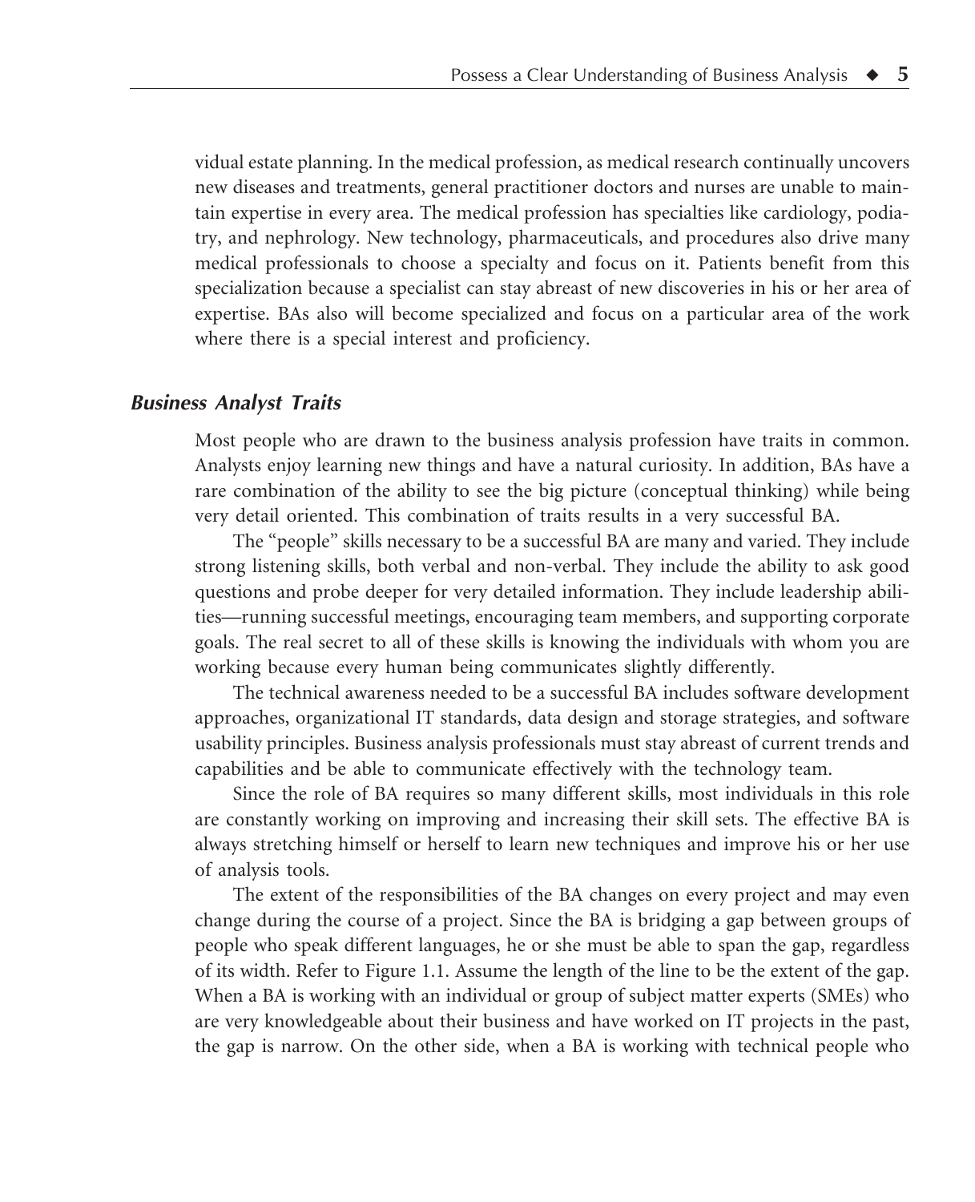vidual estate planning. In the medical profession, as medical research continually uncovers new diseases and treatments, general practitioner doctors and nurses are unable to maintain expertise in every area. The medical profession has specialties like cardiology, podiatry, and nephrology. New technology, pharmaceuticals, and procedures also drive many medical professionals to choose a specialty and focus on it. Patients benefit from this specialization because a specialist can stay abreast of new discoveries in his or her area of expertise. BAs also will become specialized and focus on a particular area of the work where there is a special interest and proficiency.

### *Business Analyst Traits*

Most people who are drawn to the business analysis profession have traits in common. Analysts enjoy learning new things and have a natural curiosity. In addition, BAs have a rare combination of the ability to see the big picture (conceptual thinking) while being very detail oriented. This combination of traits results in a very successful BA.

The "people" skills necessary to be a successful BA are many and varied. They include strong listening skills, both verbal and non-verbal. They include the ability to ask good questions and probe deeper for very detailed information. They include leadership abilities—running successful meetings, encouraging team members, and supporting corporate goals. The real secret to all of these skills is knowing the individuals with whom you are working because every human being communicates slightly differently.

The technical awareness needed to be a successful BA includes software development approaches, organizational IT standards, data design and storage strategies, and software usability principles. Business analysis professionals must stay abreast of current trends and capabilities and be able to communicate effectively with the technology team.

Since the role of BA requires so many different skills, most individuals in this role are constantly working on improving and increasing their skill sets. The effective BA is always stretching himself or herself to learn new techniques and improve his or her use of analysis tools.

The extent of the responsibilities of the BA changes on every project and may even change during the course of a project. Since the BA is bridging a gap between groups of people who speak different languages, he or she must be able to span the gap, regardless of its width. Refer to Figure 1.1. Assume the length of the line to be the extent of the gap. When a BA is working with an individual or group of subject matter experts (SMEs) who are very knowledgeable about their business and have worked on IT projects in the past, the gap is narrow. On the other side, when a BA is working with technical people who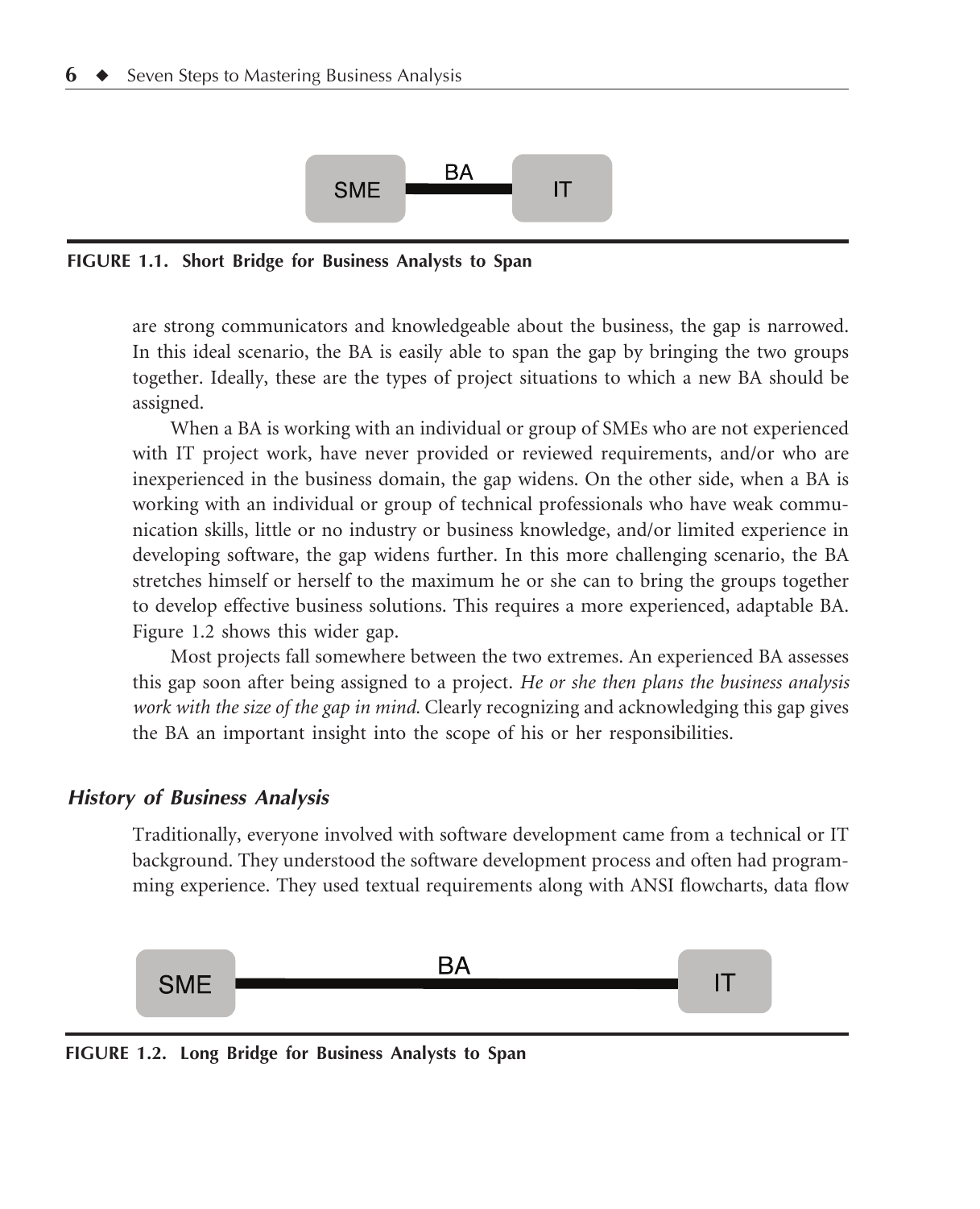SME — BA — IT

**FIGURE 1.1. Short Bridge for Business Analysts to Span**

are strong communicators and knowledgeable about the business, the gap is narrowed. In this ideal scenario, the BA is easily able to span the gap by bringing the two groups together. Ideally, these are the types of project situations to which a new BA should be assigned.

When a BA is working with an individual or group of SMEs who are not experienced with IT project work, have never provided or reviewed requirements, and/or who are inexperienced in the business domain, the gap widens. On the other side, when a BA is working with an individual or group of technical professionals who have weak communication skills, little or no industry or business knowledge, and/or limited experience in developing software, the gap widens further. In this more challenging scenario, the BA stretches himself or herself to the maximum he or she can to bring the groups together to develop effective business solutions. This requires a more experienced, adaptable BA. Figure 1.2 shows this wider gap.

Most projects fall somewhere between the two extremes. An experienced BA assesses this gap soon after being assigned to a project. *He or she then plans the business analysis work with the size of the gap in mind.* Clearly recognizing and acknowledging this gap gives the BA an important insight into the scope of his or her responsibilities.

### *History of Business Analysis*

Traditionally, everyone involved with software development came from a technical or IT background. They understood the software development process and often had programming experience. They used textual requirements along with ANSI flowcharts, data flow

SME — BA — IT

**FIGURE 1.2. Long Bridge for Business Analysts to Span**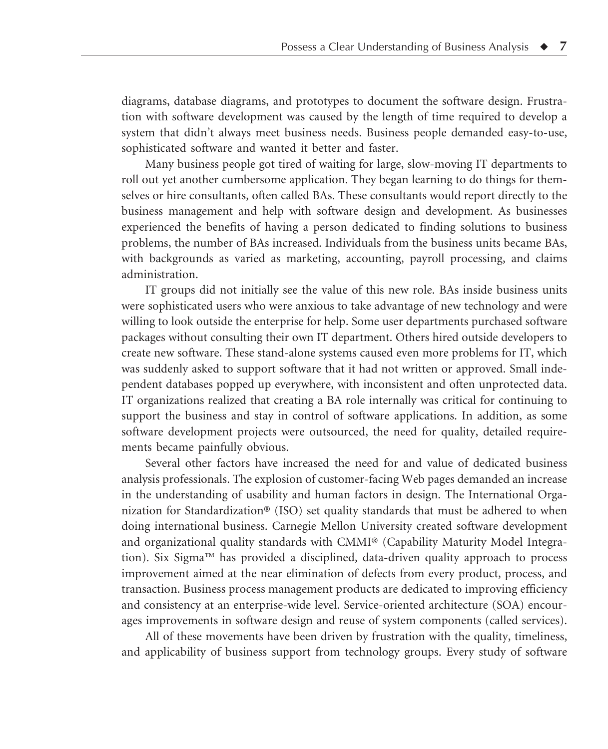diagrams, database diagrams, and prototypes to document the software design. Frustration with software development was caused by the length of time required to develop a system that didn't always meet business needs. Business people demanded easy-to-use, sophisticated software and wanted it better and faster.

Many business people got tired of waiting for large, slow-moving IT departments to roll out yet another cumbersome application. They began learning to do things for themselves or hire consultants, often called BAs. These consultants would report directly to the business management and help with software design and development. As businesses experienced the benefits of having a person dedicated to finding solutions to business problems, the number of BAs increased. Individuals from the business units became BAs, with backgrounds as varied as marketing, accounting, payroll processing, and claims administration.

IT groups did not initially see the value of this new role. BAs inside business units were sophisticated users who were anxious to take advantage of new technology and were willing to look outside the enterprise for help. Some user departments purchased software packages without consulting their own IT department. Others hired outside developers to create new software. These stand-alone systems caused even more problems for IT, which was suddenly asked to support software that it had not written or approved. Small independent databases popped up everywhere, with inconsistent and often unprotected data. IT organizations realized that creating a BA role internally was critical for continuing to support the business and stay in control of software applications. In addition, as some software development projects were outsourced, the need for quality, detailed requirements became painfully obvious.

Several other factors have increased the need for and value of dedicated business analysis professionals. The explosion of customer-facing Web pages demanded an increase in the understanding of usability and human factors in design. The International Organization for Standardization® (ISO) set quality standards that must be adhered to when doing international business. Carnegie Mellon University created software development and organizational quality standards with CMMI® (Capability Maturity Model Integration). Six Sigma™ has provided a disciplined, data-driven quality approach to process improvement aimed at the near elimination of defects from every product, process, and transaction. Business process management products are dedicated to improving efficiency and consistency at an enterprise-wide level. Service-oriented architecture (SOA) encourages improvements in software design and reuse of system components (called services).

All of these movements have been driven by frustration with the quality, timeliness, and applicability of business support from technology groups. Every study of software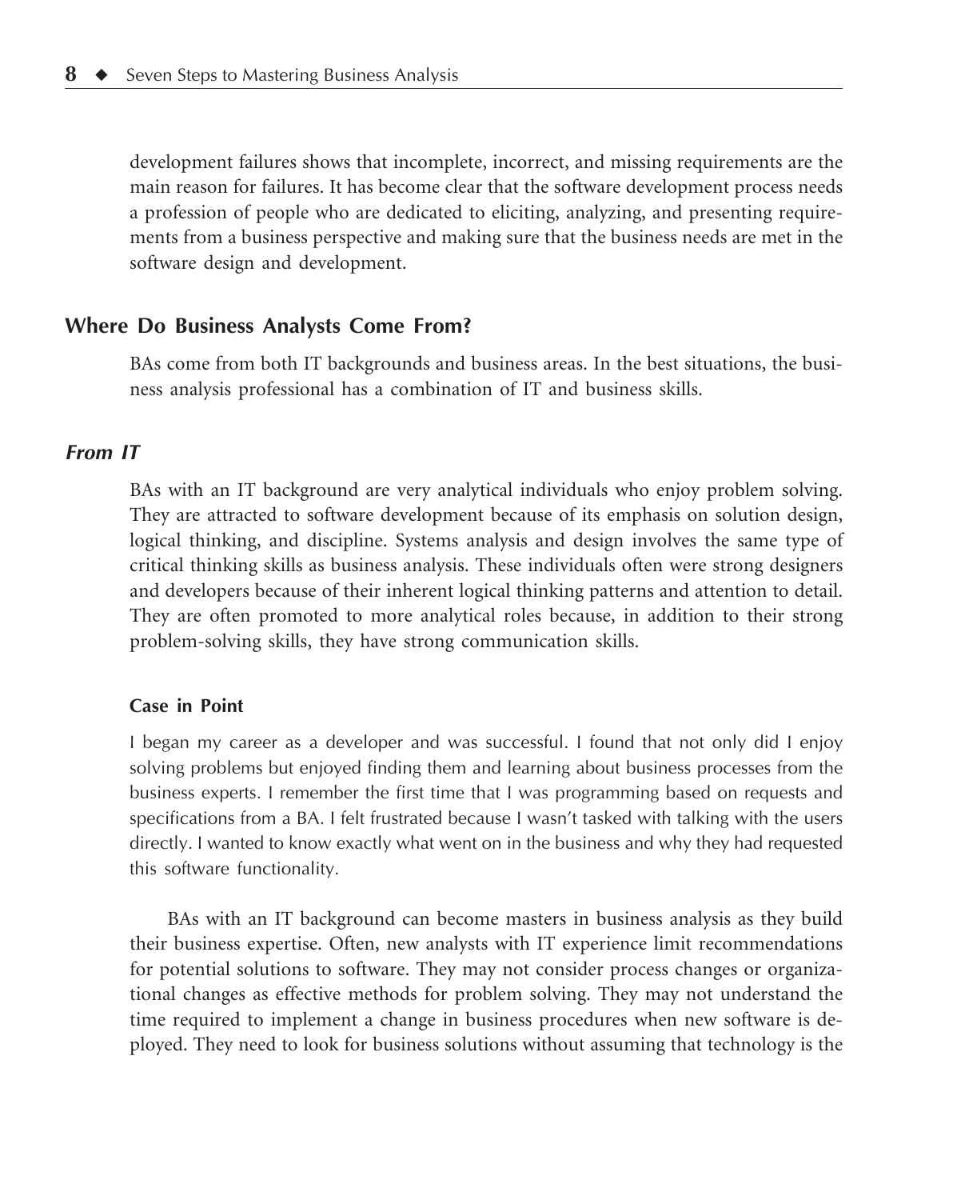development failures shows that incomplete, incorrect, and missing requirements are the main reason for failures. It has become clear that the software development process needs a profession of people who are dedicated to eliciting, analyzing, and presenting requirements from a business perspective and making sure that the business needs are met in the software design and development.

## Where Do Business Analysts Come From?

BAs come from both IT backgrounds and business areas. In the best situations, the business analysis professional has a combination of IT and business skills.

### *From IT*

BAs with an IT background are very analytical individuals who enjoy problem solving. They are attracted to software development because of its emphasis on solution design, logical thinking, and discipline. Systems analysis and design involves the same type of critical thinking skills as business analysis. These individuals often were strong designers and developers because of their inherent logical thinking patterns and attention to detail. They are often promoted to more analytical roles because, in addition to their strong problem-solving skills, they have strong communication skills.

#### Case in Point

I began my career as a developer and was successful. I found that not only did I enjoy solving problems but enjoyed finding them and learning about business processes from the business experts. I remember the first time that I was programming based on requests and specifications from a BA. I felt frustrated because I wasn't tasked with talking with the users directly. I wanted to know exactly what went on in the business and why they had requested this software functionality.

BAs with an IT background can become masters in business analysis as they build their business expertise. Often, new analysts with IT experience limit recommendations for potential solutions to software. They may not consider process changes or organizational changes as effective methods for problem solving. They may not understand the time required to implement a change in business procedures when new software is deployed. They need to look for business solutions without assuming that technology is the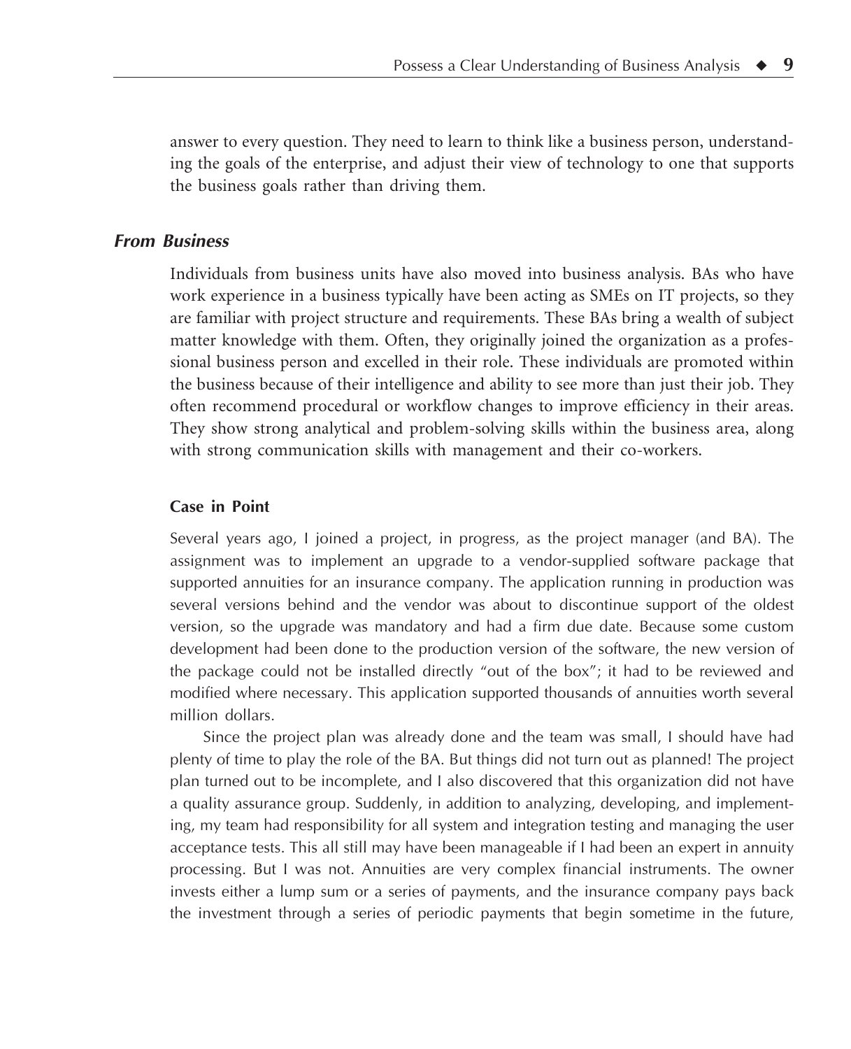answer to every question. They need to learn to think like a business person, understanding the goals of the enterprise, and adjust their view of technology to one that supports the business goals rather than driving them.

### *From Business*

Individuals from business units have also moved into business analysis. BAs who have work experience in a business typically have been acting as SMEs on IT projects, so they are familiar with project structure and requirements. These BAs bring a wealth of subject matter knowledge with them. Often, they originally joined the organization as a professional business person and excelled in their role. These individuals are promoted within the business because of their intelligence and ability to see more than just their job. They often recommend procedural or workflow changes to improve efficiency in their areas. They show strong analytical and problem-solving skills within the business area, along with strong communication skills with management and their co-workers.

#### Case in Point

Several years ago, I joined a project, in progress, as the project manager (and BA). The assignment was to implement an upgrade to a vendor-supplied software package that supported annuities for an insurance company. The application running in production was several versions behind and the vendor was about to discontinue support of the oldest version, so the upgrade was mandatory and had a firm due date. Because some custom development had been done to the production version of the software, the new version of the package could not be installed directly "out of the box"; it had to be reviewed and modified where necessary. This application supported thousands of annuities worth several million dollars.

Since the project plan was already done and the team was small, I should have had plenty of time to play the role of the BA. But things did not turn out as planned! The project plan turned out to be incomplete, and I also discovered that this organization did not have a quality assurance group. Suddenly, in addition to analyzing, developing, and implementing, my team had responsibility for all system and integration testing and managing the user acceptance tests. This all still may have been manageable if I had been an expert in annuity processing. But I was not. Annuities are very complex financial instruments. The owner invests either a lump sum or a series of payments, and the insurance company pays back the investment through a series of periodic payments that begin sometime in the future,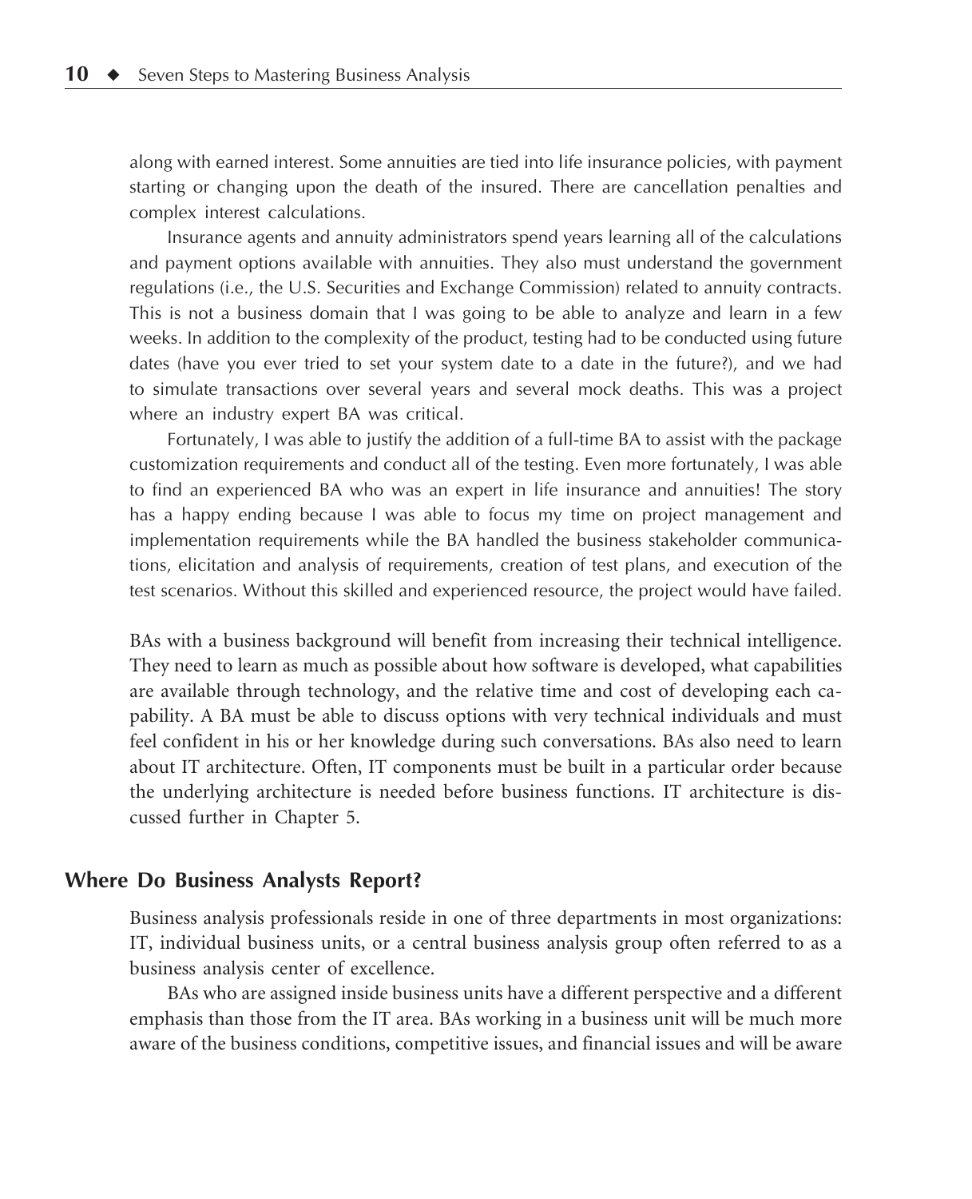along with earned interest. Some annuities are tied into life insurance policies, with payment starting or changing upon the death of the insured. There are cancellation penalties and complex interest calculations.

Insurance agents and annuity administrators spend years learning all of the calculations and payment options available with annuities. They also must understand the government regulations (i.e., the U.S. Securities and Exchange Commission) related to annuity contracts. This is not a business domain that I was going to be able to analyze and learn in a few weeks. In addition to the complexity of the product, testing had to be conducted using future dates (have you ever tried to set your system date to a date in the future?), and we had to simulate transactions over several years and several mock deaths. This was a project where an industry expert BA was critical.

Fortunately, I was able to justify the addition of a full-time BA to assist with the package customization requirements and conduct all of the testing. Even more fortunately, I was able to find an experienced BA who was an expert in life insurance and annuities! The story has a happy ending because I was able to focus my time on project management and implementation requirements while the BA handled the business stakeholder communications, elicitation and analysis of requirements, creation of test plans, and execution of the test scenarios. Without this skilled and experienced resource, the project would have failed.

BAs with a business background will benefit from increasing their technical intelligence. They need to learn as much as possible about how software is developed, what capabilities are available through technology, and the relative time and cost of developing each capability. A BA must be able to discuss options with very technical individuals and must feel confident in his or her knowledge during such conversations. BAs also need to learn about IT architecture. Often, IT components must be built in a particular order because the underlying architecture is needed before business functions. IT architecture is discussed further in Chapter 5.

## Where Do Business Analysts Report?

Business analysis professionals reside in one of three departments in most organizations: IT, individual business units, or a central business analysis group often referred to as a business analysis center of excellence.

BAs who are assigned inside business units have a different perspective and a different emphasis than those from the IT area. BAs working in a business unit will be much more aware of the business conditions, competitive issues, and financial issues and will be aware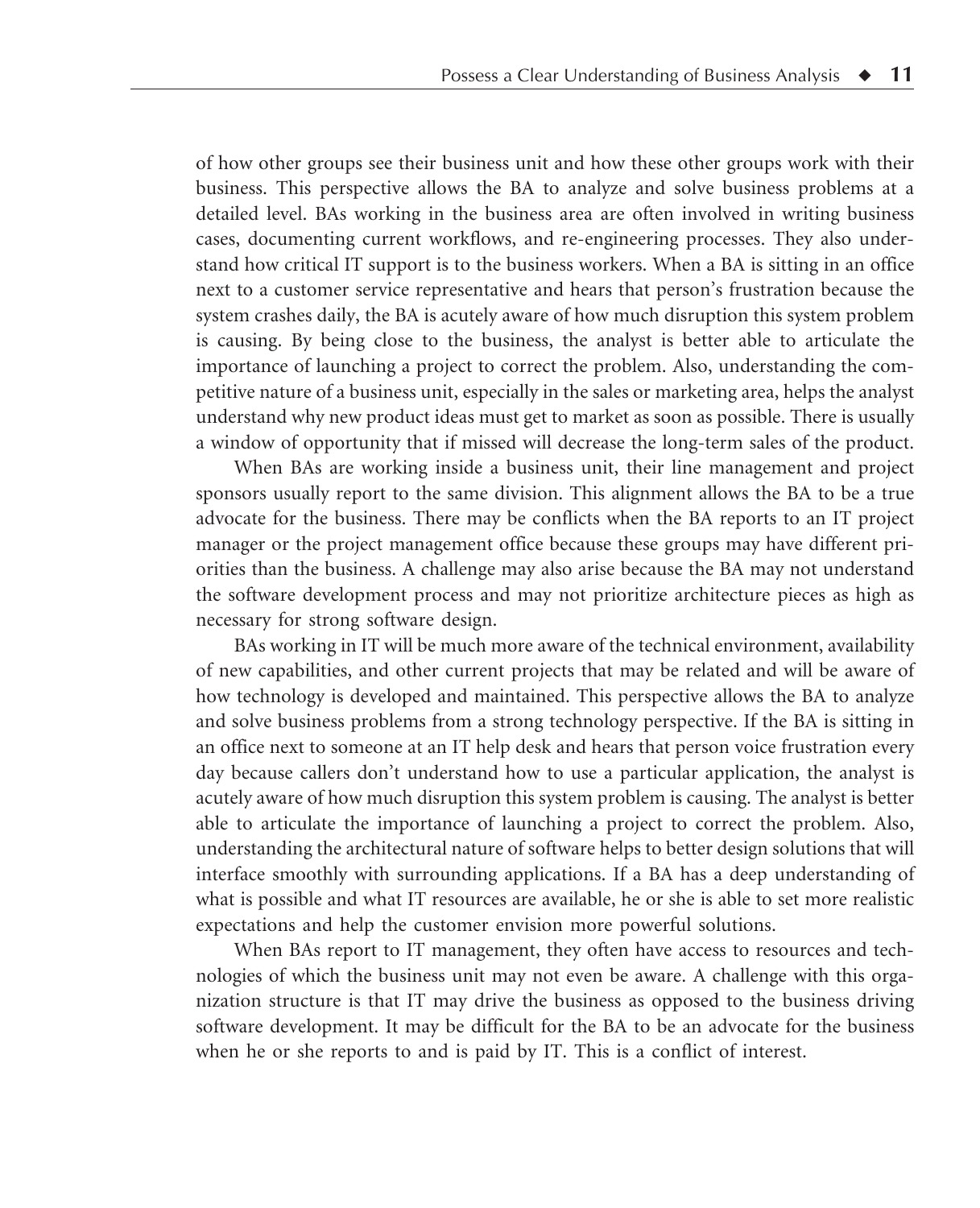of how other groups see their business unit and how these other groups work with their business. This perspective allows the BA to analyze and solve business problems at a detailed level. BAs working in the business area are often involved in writing business cases, documenting current workflows, and re-engineering processes. They also understand how critical IT support is to the business workers. When a BA is sitting in an office next to a customer service representative and hears that person's frustration because the system crashes daily, the BA is acutely aware of how much disruption this system problem is causing. By being close to the business, the analyst is better able to articulate the importance of launching a project to correct the problem. Also, understanding the competitive nature of a business unit, especially in the sales or marketing area, helps the analyst understand why new product ideas must get to market as soon as possible. There is usually a window of opportunity that if missed will decrease the long-term sales of the product.

When BAs are working inside a business unit, their line management and project sponsors usually report to the same division. This alignment allows the BA to be a true advocate for the business. There may be conflicts when the BA reports to an IT project manager or the project management office because these groups may have different priorities than the business. A challenge may also arise because the BA may not understand the software development process and may not prioritize architecture pieces as high as necessary for strong software design.

BAs working in IT will be much more aware of the technical environment, availability of new capabilities, and other current projects that may be related and will be aware of how technology is developed and maintained. This perspective allows the BA to analyze and solve business problems from a strong technology perspective. If the BA is sitting in an office next to someone at an IT help desk and hears that person voice frustration every day because callers don't understand how to use a particular application, the analyst is acutely aware of how much disruption this system problem is causing. The analyst is better able to articulate the importance of launching a project to correct the problem. Also, understanding the architectural nature of software helps to better design solutions that will interface smoothly with surrounding applications. If a BA has a deep understanding of what is possible and what IT resources are available, he or she is able to set more realistic expectations and help the customer envision more powerful solutions.

When BAs report to IT management, they often have access to resources and technologies of which the business unit may not even be aware. A challenge with this organization structure is that IT may drive the business as opposed to the business driving software development. It may be difficult for the BA to be an advocate for the business when he or she reports to and is paid by IT. This is a conflict of interest.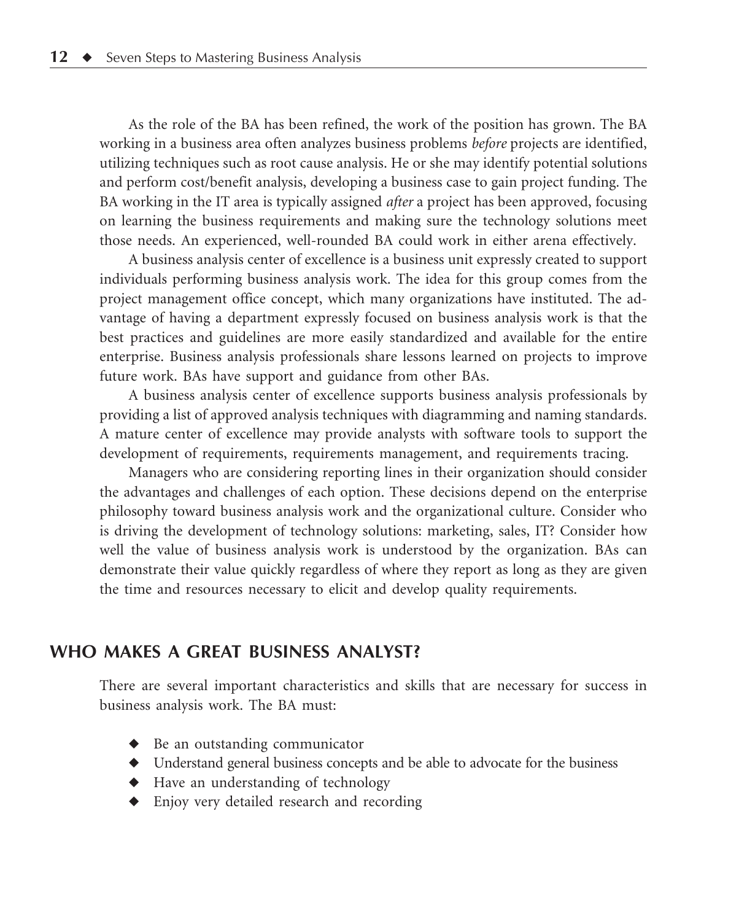As the role of the BA has been refined, the work of the position has grown. The BA working in a business area often analyzes business problems *before* projects are identified, utilizing techniques such as root cause analysis. He or she may identify potential solutions and perform cost/benefit analysis, developing a business case to gain project funding. The BA working in the IT area is typically assigned *after* a project has been approved, focusing on learning the business requirements and making sure the technology solutions meet those needs. An experienced, well-rounded BA could work in either arena effectively.

A business analysis center of excellence is a business unit expressly created to support individuals performing business analysis work. The idea for this group comes from the project management office concept, which many organizations have instituted. The advantage of having a department expressly focused on business analysis work is that the best practices and guidelines are more easily standardized and available for the entire enterprise. Business analysis professionals share lessons learned on projects to improve future work. BAs have support and guidance from other BAs.

A business analysis center of excellence supports business analysis professionals by providing a list of approved analysis techniques with diagramming and naming standards. A mature center of excellence may provide analysts with software tools to support the development of requirements, requirements management, and requirements tracing.

Managers who are considering reporting lines in their organization should consider the advantages and challenges of each option. These decisions depend on the enterprise philosophy toward business analysis work and the organizational culture. Consider who is driving the development of technology solutions: marketing, sales, IT? Consider how well the value of business analysis work is understood by the organization. BAs can demonstrate their value quickly regardless of where they report as long as they are given the time and resources necessary to elicit and develop quality requirements.

## WHO MAKES A GREAT BUSINESS ANALYST?

There are several important characteristics and skills that are necessary for success in business analysis work. The BA must:

- Be an outstanding communicator
- Understand general business concepts and be able to advocate for the business
- Have an understanding of technology
- Enjoy very detailed research and recording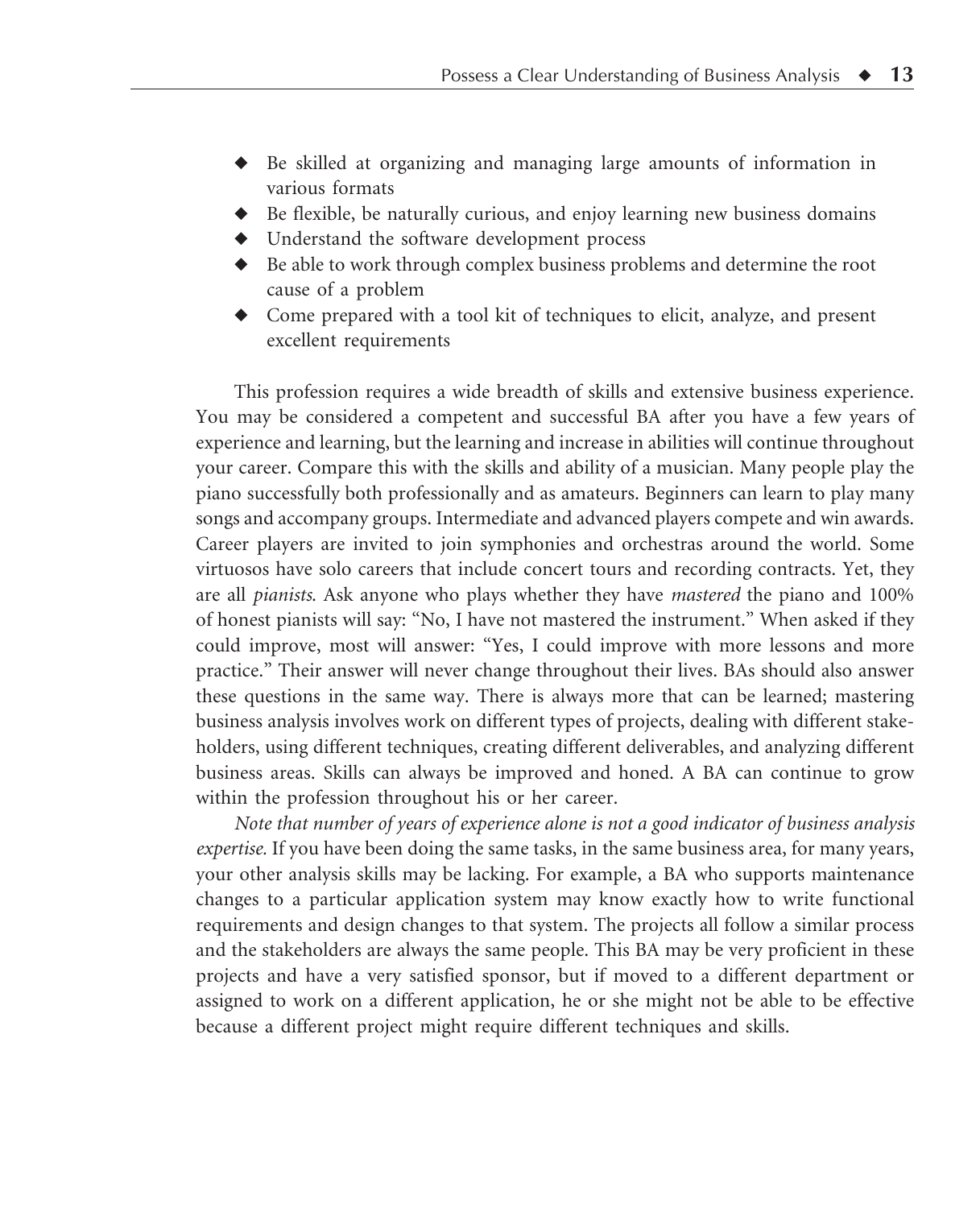- Be skilled at organizing and managing large amounts of information in various formats
- Be flexible, be naturally curious, and enjoy learning new business domains
- Understand the software development process
- Be able to work through complex business problems and determine the root cause of a problem
- Come prepared with a tool kit of techniques to elicit, analyze, and present excellent requirements

This profession requires a wide breadth of skills and extensive business experience. You may be considered a competent and successful BA after you have a few years of experience and learning, but the learning and increase in abilities will continue throughout your career. Compare this with the skills and ability of a musician. Many people play the piano successfully both professionally and as amateurs. Beginners can learn to play many songs and accompany groups. Intermediate and advanced players compete and win awards. Career players are invited to join symphonies and orchestras around the world. Some virtuosos have solo careers that include concert tours and recording contracts. Yet, they are all *pianists*. Ask anyone who plays whether they have *mastered* the piano and 100% of honest pianists will say: "No, I have not mastered the instrument." When asked if they could improve, most will answer: "Yes, I could improve with more lessons and more practice." Their answer will never change throughout their lives. BAs should also answer these questions in the same way. There is always more that can be learned; mastering business analysis involves work on different types of projects, dealing with different stakeholders, using different techniques, creating different deliverables, and analyzing different business areas. Skills can always be improved and honed. A BA can continue to grow within the profession throughout his or her career.

*Note that number of years of experience alone is not a good indicator of business analysis expertise.* If you have been doing the same tasks, in the same business area, for many years, your other analysis skills may be lacking. For example, a BA who supports maintenance changes to a particular application system may know exactly how to write functional requirements and design changes to that system. The projects all follow a similar process and the stakeholders are always the same people. This BA may be very proficient in these projects and have a very satisfied sponsor, but if moved to a different department or assigned to work on a different application, he or she might not be able to be effective because a different project might require different techniques and skills.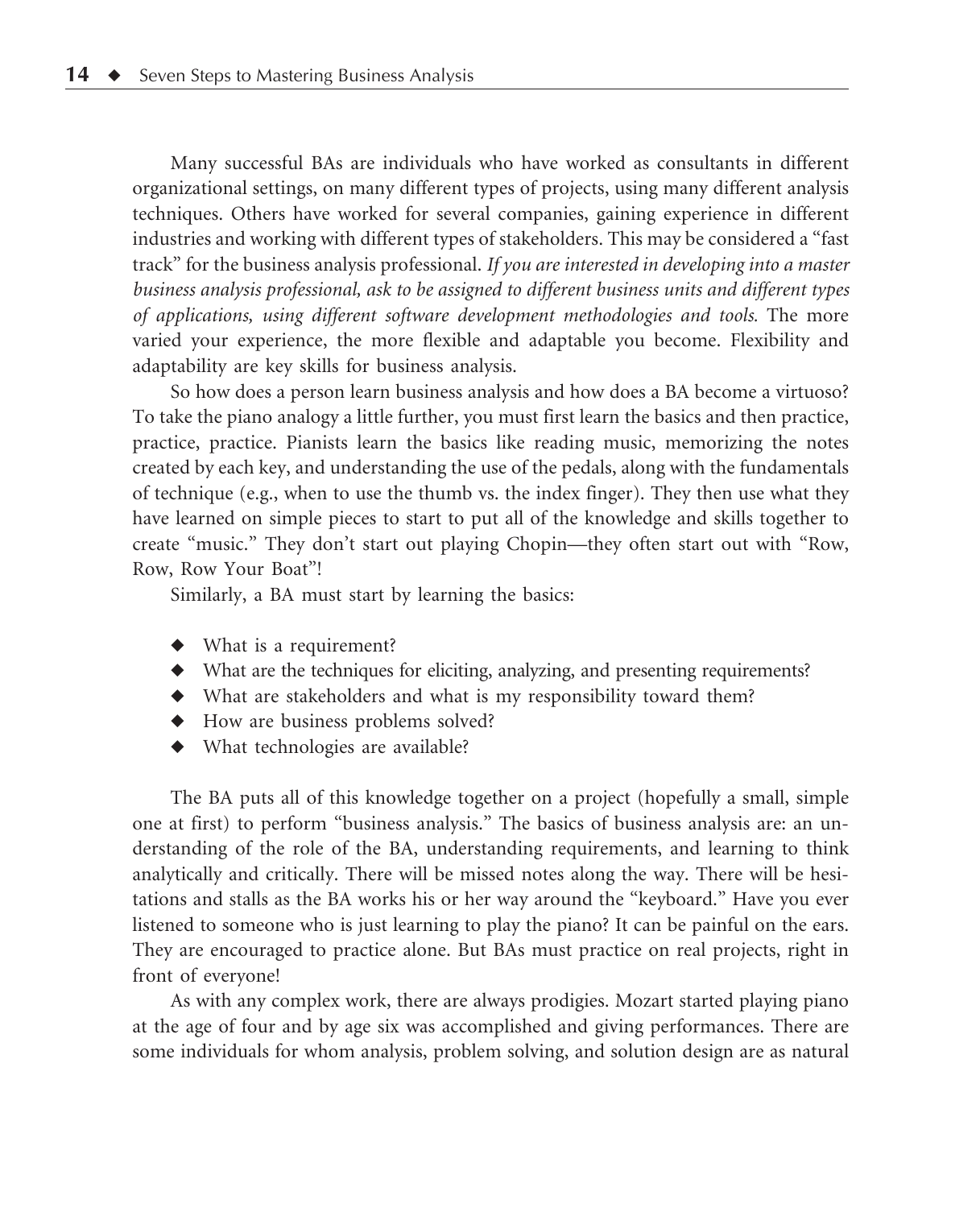Many successful BAs are individuals who have worked as consultants in different organizational settings, on many different types of projects, using many different analysis techniques. Others have worked for several companies, gaining experience in different industries and working with different types of stakeholders. This may be considered a "fast track" for the business analysis professional. *If you are interested in developing into a master business analysis professional, ask to be assigned to different business units and different types of applications, using different software development methodologies and tools.* The more varied your experience, the more flexible and adaptable you become. Flexibility and adaptability are key skills for business analysis.

So how does a person learn business analysis and how does a BA become a virtuoso? To take the piano analogy a little further, you must first learn the basics and then practice, practice, practice. Pianists learn the basics like reading music, memorizing the notes created by each key, and understanding the use of the pedals, along with the fundamentals of technique (e.g., when to use the thumb vs. the index finger). They then use what they have learned on simple pieces to start to put all of the knowledge and skills together to create "music." They don't start out playing Chopin—they often start out with "Row, Row, Row Your Boat"!

Similarly, a BA must start by learning the basics:

- What is a requirement?
- What are the techniques for eliciting, analyzing, and presenting requirements?
- What are stakeholders and what is my responsibility toward them?
- How are business problems solved?
- What technologies are available?

The BA puts all of this knowledge together on a project (hopefully a small, simple one at first) to perform "business analysis." The basics of business analysis are: an understanding of the role of the BA, understanding requirements, and learning to think analytically and critically. There will be missed notes along the way. There will be hesitations and stalls as the BA works his or her way around the "keyboard." Have you ever listened to someone who is just learning to play the piano? It can be painful on the ears. They are encouraged to practice alone. But BAs must practice on real projects, right in front of everyone!

As with any complex work, there are always prodigies. Mozart started playing piano at the age of four and by age six was accomplished and giving performances. There are some individuals for whom analysis, problem solving, and solution design are as natural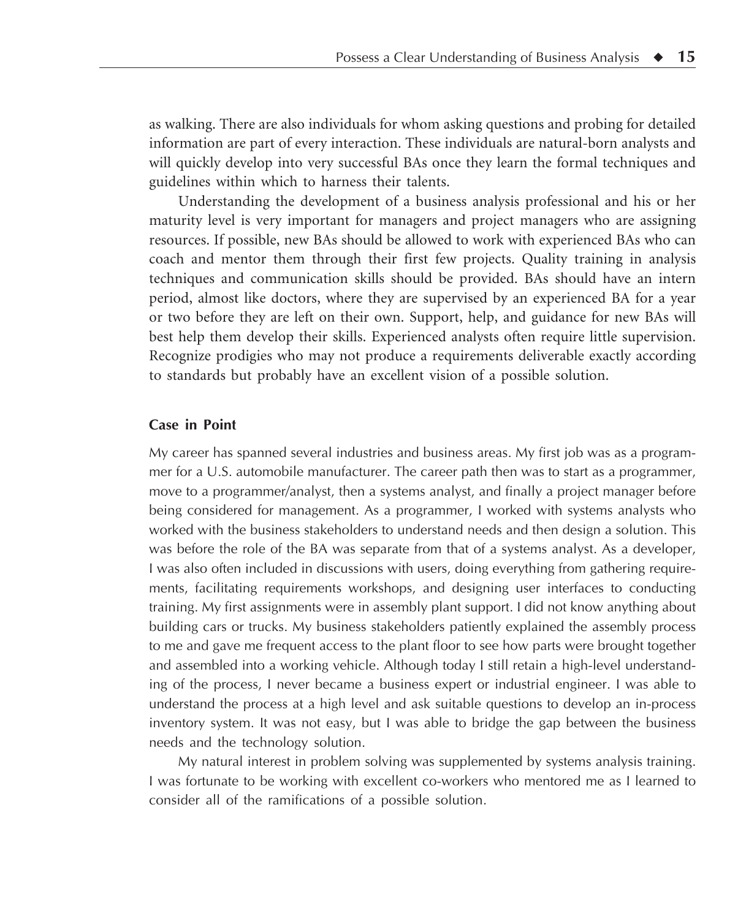as walking. There are also individuals for whom asking questions and probing for detailed information are part of every interaction. These individuals are natural-born analysts and will quickly develop into very successful BAs once they learn the formal techniques and guidelines within which to harness their talents.

Understanding the development of a business analysis professional and his or her maturity level is very important for managers and project managers who are assigning resources. If possible, new BAs should be allowed to work with experienced BAs who can coach and mentor them through their first few projects. Quality training in analysis techniques and communication skills should be provided. BAs should have an intern period, almost like doctors, where they are supervised by an experienced BA for a year or two before they are left on their own. Support, help, and guidance for new BAs will best help them develop their skills. Experienced analysts often require little supervision. Recognize prodigies who may not produce a requirements deliverable exactly according to standards but probably have an excellent vision of a possible solution.

#### Case in Point

My career has spanned several industries and business areas. My first job was as a programmer for a U.S. automobile manufacturer. The career path then was to start as a programmer, move to a programmer/analyst, then a systems analyst, and finally a project manager before being considered for management. As a programmer, I worked with systems analysts who worked with the business stakeholders to understand needs and then design a solution. This was before the role of the BA was separate from that of a systems analyst. As a developer, I was also often included in discussions with users, doing everything from gathering requirements, facilitating requirements workshops, and designing user interfaces to conducting training. My first assignments were in assembly plant support. I did not know anything about building cars or trucks. My business stakeholders patiently explained the assembly process to me and gave me frequent access to the plant floor to see how parts were brought together and assembled into a working vehicle. Although today I still retain a high-level understanding of the process, I never became a business expert or industrial engineer. I was able to understand the process at a high level and ask suitable questions to develop an in-process inventory system. It was not easy, but I was able to bridge the gap between the business needs and the technology solution.

My natural interest in problem solving was supplemented by systems analysis training. I was fortunate to be working with excellent co-workers who mentored me as I learned to consider all of the ramifications of a possible solution.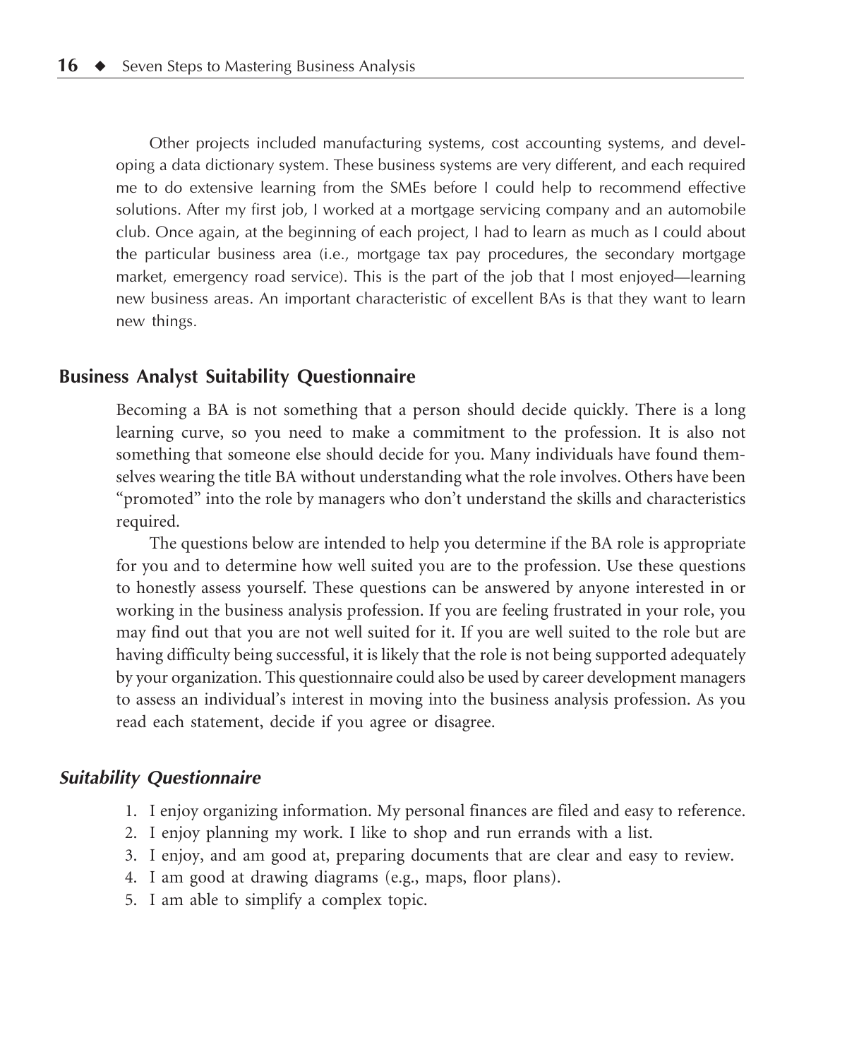Other projects included manufacturing systems, cost accounting systems, and developing a data dictionary system. These business systems are very different, and each required me to do extensive learning from the SMEs before I could help to recommend effective solutions. After my first job, I worked at a mortgage servicing company and an automobile club. Once again, at the beginning of each project, I had to learn as much as I could about the particular business area (i.e., mortgage tax pay procedures, the secondary mortgage market, emergency road service). This is the part of the job that I most enjoyed—learning new business areas. An important characteristic of excellent BAs is that they want to learn new things.

## Business Analyst Suitability Questionnaire

Becoming a BA is not something that a person should decide quickly. There is a long learning curve, so you need to make a commitment to the profession. It is also not something that someone else should decide for you. Many individuals have found themselves wearing the title BA without understanding what the role involves. Others have been "promoted" into the role by managers who don't understand the skills and characteristics required.

The questions below are intended to help you determine if the BA role is appropriate for you and to determine how well suited you are to the profession. Use these questions to honestly assess yourself. These questions can be answered by anyone interested in or working in the business analysis profession. If you are feeling frustrated in your role, you may find out that you are not well suited for it. If you are well suited to the role but are having difficulty being successful, it is likely that the role is not being supported adequately by your organization. This questionnaire could also be used by career development managers to assess an individual's interest in moving into the business analysis profession. As you read each statement, decide if you agree or disagree.

### *Suitability Questionnaire*

1. I enjoy organizing information. My personal finances are filed and easy to reference.
2. I enjoy planning my work. I like to shop and run errands with a list.
3. I enjoy, and am good at, preparing documents that are clear and easy to review.
4. I am good at drawing diagrams (e.g., maps, floor plans).
5. I am able to simplify a complex topic.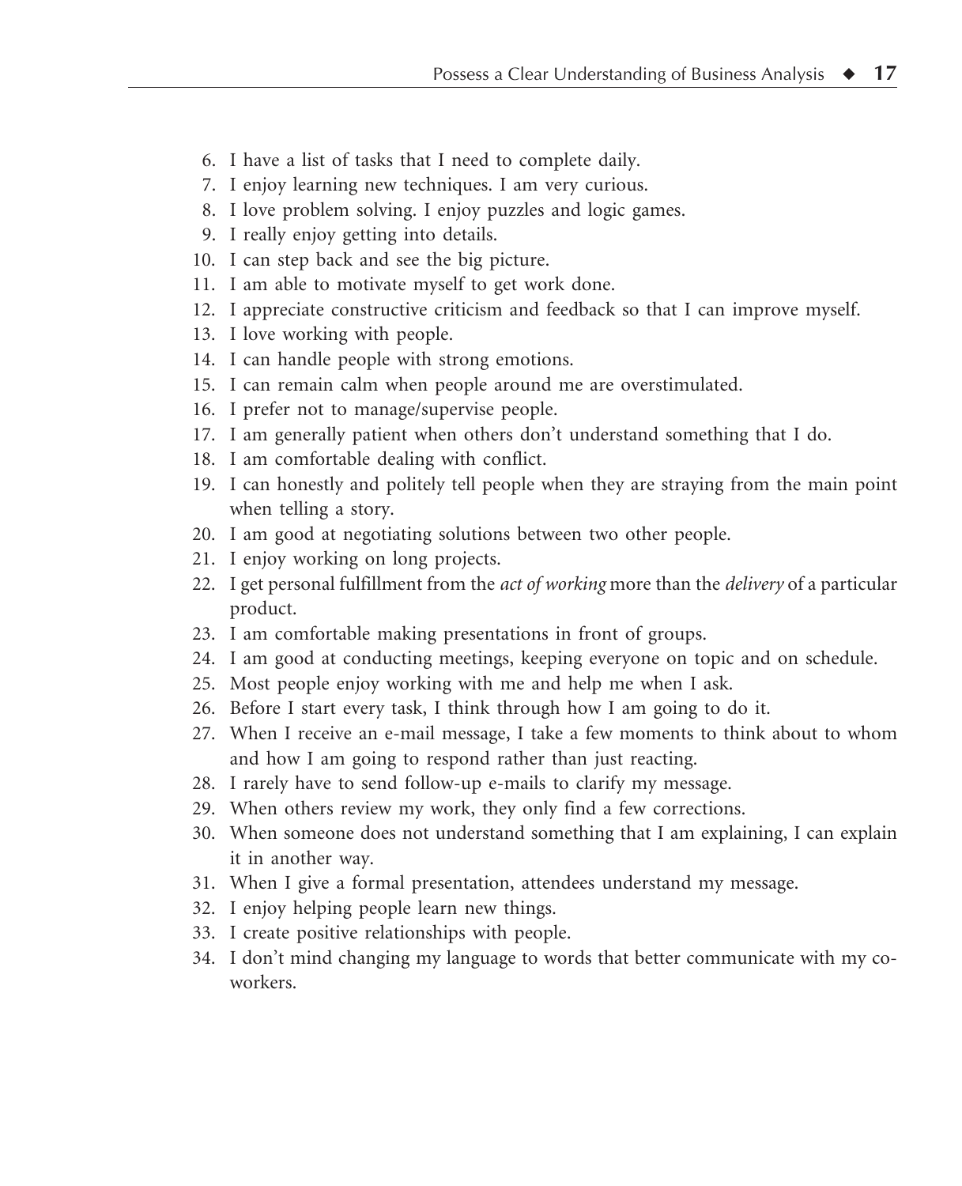6. I have a list of tasks that I need to complete daily.
7. I enjoy learning new techniques. I am very curious.
8. I love problem solving. I enjoy puzzles and logic games.
9. I really enjoy getting into details.
10. I can step back and see the big picture.
11. I am able to motivate myself to get work done.
12. I appreciate constructive criticism and feedback so that I can improve myself.
13. I love working with people.
14. I can handle people with strong emotions.
15. I can remain calm when people around me are overstimulated.
16. I prefer not to manage/supervise people.
17. I am generally patient when others don't understand something that I do.
18. I am comfortable dealing with conflict.
19. I can honestly and politely tell people when they are straying from the main point when telling a story.
20. I am good at negotiating solutions between two other people.
21. I enjoy working on long projects.
22. I get personal fulfillment from the *act of working* more than the *delivery* of a particular product.
23. I am comfortable making presentations in front of groups.
24. I am good at conducting meetings, keeping everyone on topic and on schedule.
25. Most people enjoy working with me and help me when I ask.
26. Before I start every task, I think through how I am going to do it.
27. When I receive an e-mail message, I take a few moments to think about to whom and how I am going to respond rather than just reacting.
28. I rarely have to send follow-up e-mails to clarify my message.
29. When others review my work, they only find a few corrections.
30. When someone does not understand something that I am explaining, I can explain it in another way.
31. When I give a formal presentation, attendees understand my message.
32. I enjoy helping people learn new things.
33. I create positive relationships with people.
34. I don't mind changing my language to words that better communicate with my co-workers.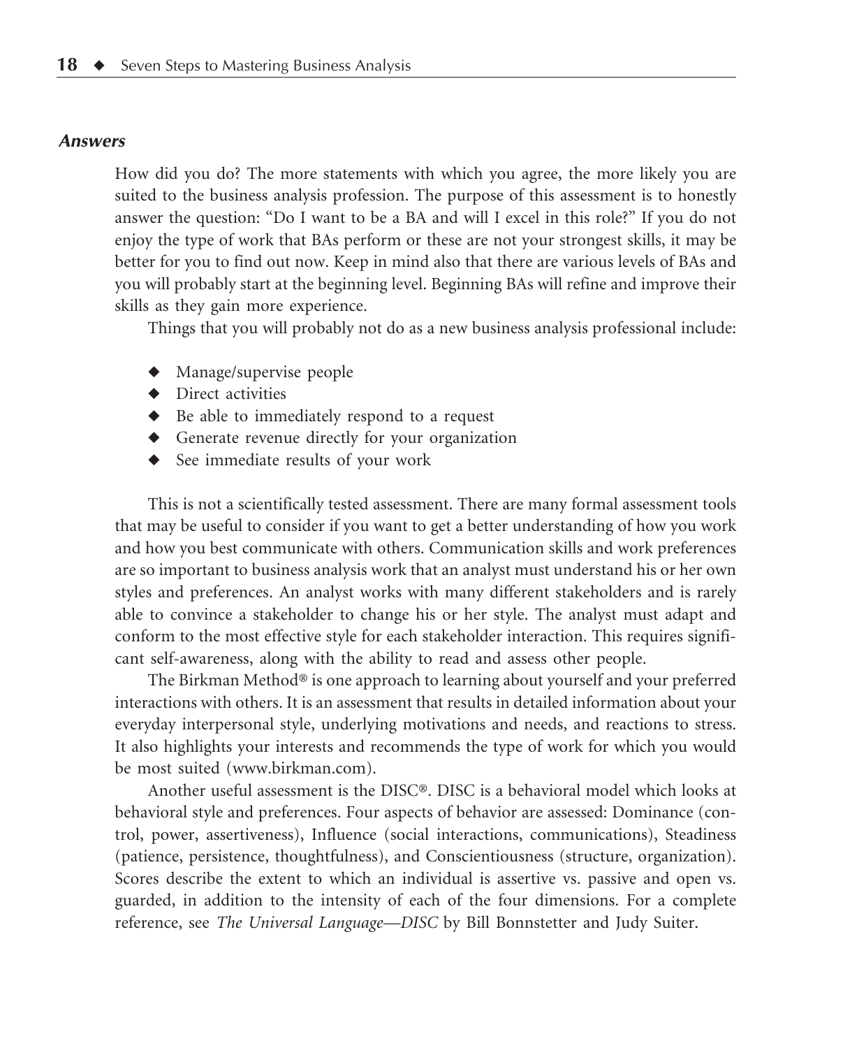### *Answers*

How did you do? The more statements with which you agree, the more likely you are suited to the business analysis profession. The purpose of this assessment is to honestly answer the question: "Do I want to be a BA and will I excel in this role?" If you do not enjoy the type of work that BAs perform or these are not your strongest skills, it may be better for you to find out now. Keep in mind also that there are various levels of BAs and you will probably start at the beginning level. Beginning BAs will refine and improve their skills as they gain more experience.

Things that you will probably not do as a new business analysis professional include:

- Manage/supervise people
- Direct activities
- Be able to immediately respond to a request
- Generate revenue directly for your organization
- See immediate results of your work

This is not a scientifically tested assessment. There are many formal assessment tools that may be useful to consider if you want to get a better understanding of how you work and how you best communicate with others. Communication skills and work preferences are so important to business analysis work that an analyst must understand his or her own styles and preferences. An analyst works with many different stakeholders and is rarely able to convince a stakeholder to change his or her style. The analyst must adapt and conform to the most effective style for each stakeholder interaction. This requires significant self-awareness, along with the ability to read and assess other people.

The Birkman Method® is one approach to learning about yourself and your preferred interactions with others. It is an assessment that results in detailed information about your everyday interpersonal style, underlying motivations and needs, and reactions to stress. It also highlights your interests and recommends the type of work for which you would be most suited (www.birkman.com).

Another useful assessment is the DISC®. DISC is a behavioral model which looks at behavioral style and preferences. Four aspects of behavior are assessed: Dominance (control, power, assertiveness), Influence (social interactions, communications), Steadiness (patience, persistence, thoughtfulness), and Conscientiousness (structure, organization). Scores describe the extent to which an individual is assertive vs. passive and open vs. guarded, in addition to the intensity of each of the four dimensions. For a complete reference, see *The Universal Language—DISC* by Bill Bonnstetter and Judy Suiter.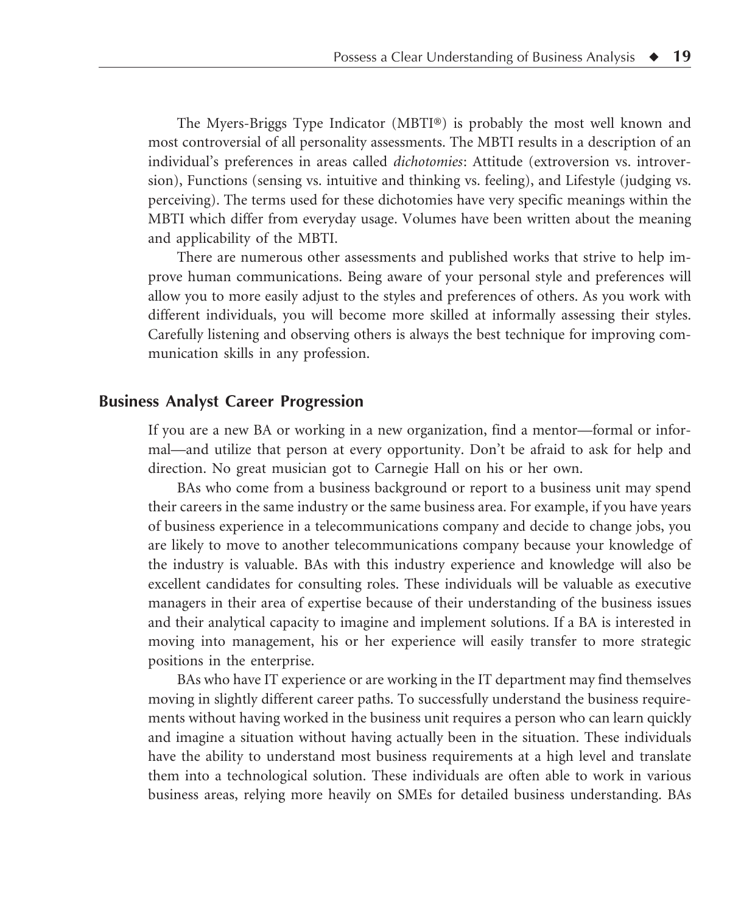The Myers-Briggs Type Indicator (MBTI®) is probably the most well known and most controversial of all personality assessments. The MBTI results in a description of an individual's preferences in areas called *dichotomies*: Attitude (extroversion vs. introversion), Functions (sensing vs. intuitive and thinking vs. feeling), and Lifestyle (judging vs. perceiving). The terms used for these dichotomies have very specific meanings within the MBTI which differ from everyday usage. Volumes have been written about the meaning and applicability of the MBTI.

There are numerous other assessments and published works that strive to help improve human communications. Being aware of your personal style and preferences will allow you to more easily adjust to the styles and preferences of others. As you work with different individuals, you will become more skilled at informally assessing their styles. Carefully listening and observing others is always the best technique for improving communication skills in any profession.

## Business Analyst Career Progression

If you are a new BA or working in a new organization, find a mentor—formal or informal—and utilize that person at every opportunity. Don't be afraid to ask for help and direction. No great musician got to Carnegie Hall on his or her own.

BAs who come from a business background or report to a business unit may spend their careers in the same industry or the same business area. For example, if you have years of business experience in a telecommunications company and decide to change jobs, you are likely to move to another telecommunications company because your knowledge of the industry is valuable. BAs with this industry experience and knowledge will also be excellent candidates for consulting roles. These individuals will be valuable as executive managers in their area of expertise because of their understanding of the business issues and their analytical capacity to imagine and implement solutions. If a BA is interested in moving into management, his or her experience will easily transfer to more strategic positions in the enterprise.

BAs who have IT experience or are working in the IT department may find themselves moving in slightly different career paths. To successfully understand the business requirements without having worked in the business unit requires a person who can learn quickly and imagine a situation without having actually been in the situation. These individuals have the ability to understand most business requirements at a high level and translate them into a technological solution. These individuals are often able to work in various business areas, relying more heavily on SMEs for detailed business understanding. BAs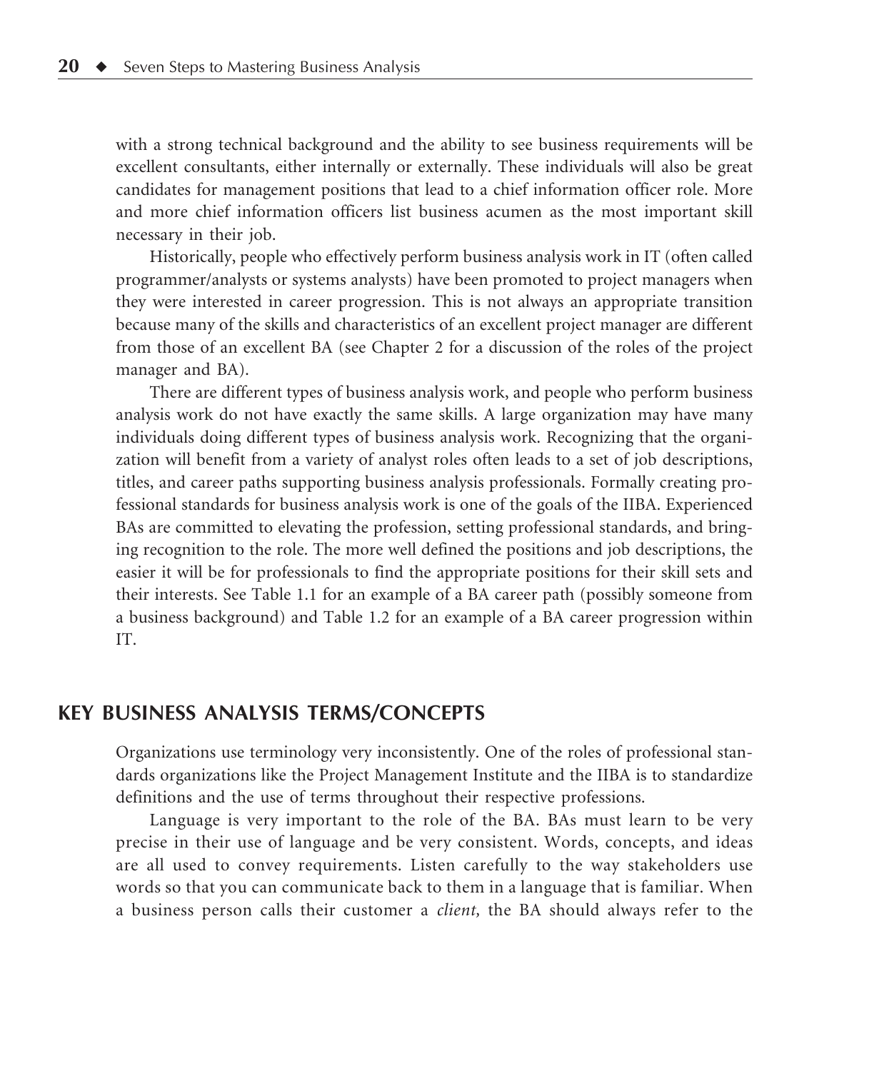with a strong technical background and the ability to see business requirements will be excellent consultants, either internally or externally. These individuals will also be great candidates for management positions that lead to a chief information officer role. More and more chief information officers list business acumen as the most important skill necessary in their job.

Historically, people who effectively perform business analysis work in IT (often called programmer/analysts or systems analysts) have been promoted to project managers when they were interested in career progression. This is not always an appropriate transition because many of the skills and characteristics of an excellent project manager are different from those of an excellent BA (see Chapter 2 for a discussion of the roles of the project manager and BA).

There are different types of business analysis work, and people who perform business analysis work do not have exactly the same skills. A large organization may have many individuals doing different types of business analysis work. Recognizing that the organization will benefit from a variety of analyst roles often leads to a set of job descriptions, titles, and career paths supporting business analysis professionals. Formally creating professional standards for business analysis work is one of the goals of the IIBA. Experienced BAs are committed to elevating the profession, setting professional standards, and bringing recognition to the role. The more well defined the positions and job descriptions, the easier it will be for professionals to find the appropriate positions for their skill sets and their interests. See Table 1.1 for an example of a BA career path (possibly someone from a business background) and Table 1.2 for an example of a BA career progression within IT.

## KEY BUSINESS ANALYSIS TERMS/CONCEPTS

Organizations use terminology very inconsistently. One of the roles of professional standards organizations like the Project Management Institute and the IIBA is to standardize definitions and the use of terms throughout their respective professions.

Language is very important to the role of the BA. BAs must learn to be very precise in their use of language and be very consistent. Words, concepts, and ideas are all used to convey requirements. Listen carefully to the way stakeholders use words so that you can communicate back to them in a language that is familiar. When a business person calls their customer a *client,* the BA should always refer to the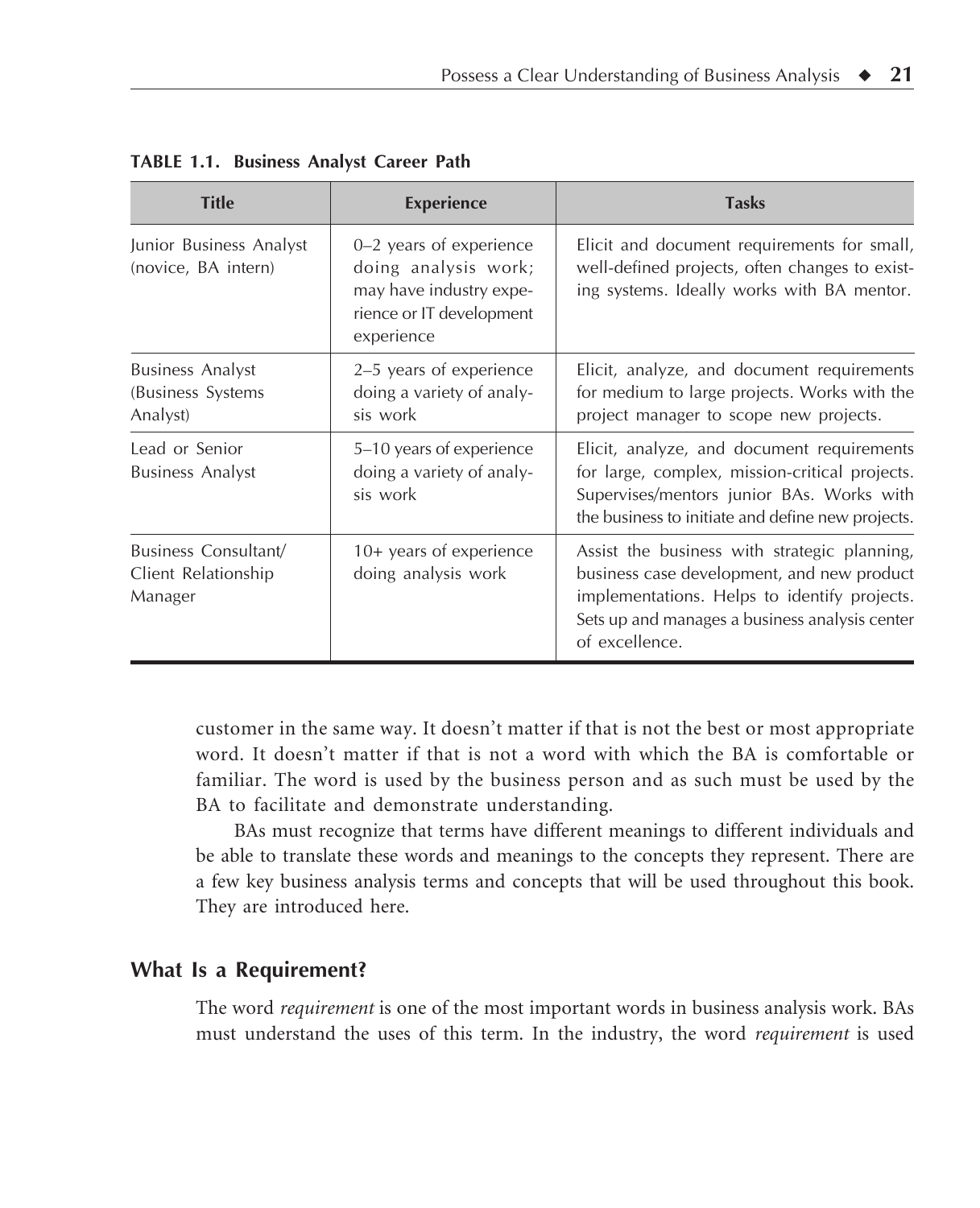**TABLE 1.1. Business Analyst Career Path**

| Title | Experience | Tasks |
|---|---|---|
| Junior Business Analyst (novice, BA intern) | 0–2 years of experience doing analysis work; may have industry experience or IT development experience | Elicit and document requirements for small, well-defined projects, often changes to existing systems. Ideally works with BA mentor. |
| Business Analyst (Business Systems Analyst) | 2–5 years of experience doing a variety of analysis work | Elicit, analyze, and document requirements for medium to large projects. Works with the project manager to scope new projects. |
| Lead or Senior Business Analyst | 5–10 years of experience doing a variety of analysis work | Elicit, analyze, and document requirements for large, complex, mission-critical projects. Supervises/mentors junior BAs. Works with the business to initiate and define new projects. |
| Business Consultant/ Client Relationship Manager | 10+ years of experience doing analysis work | Assist the business with strategic planning, business case development, and new product implementations. Helps to identify projects. Sets up and manages a business analysis center of excellence. |

customer in the same way. It doesn't matter if that is not the best or most appropriate word. It doesn't matter if that is not a word with which the BA is comfortable or familiar. The word is used by the business person and as such must be used by the BA to facilitate and demonstrate understanding.

BAs must recognize that terms have different meanings to different individuals and be able to translate these words and meanings to the concepts they represent. There are a few key business analysis terms and concepts that will be used throughout this book. They are introduced here.

### What Is a Requirement?

The word *requirement* is one of the most important words in business analysis work. BAs must understand the uses of this term. In the industry, the word *requirement* is used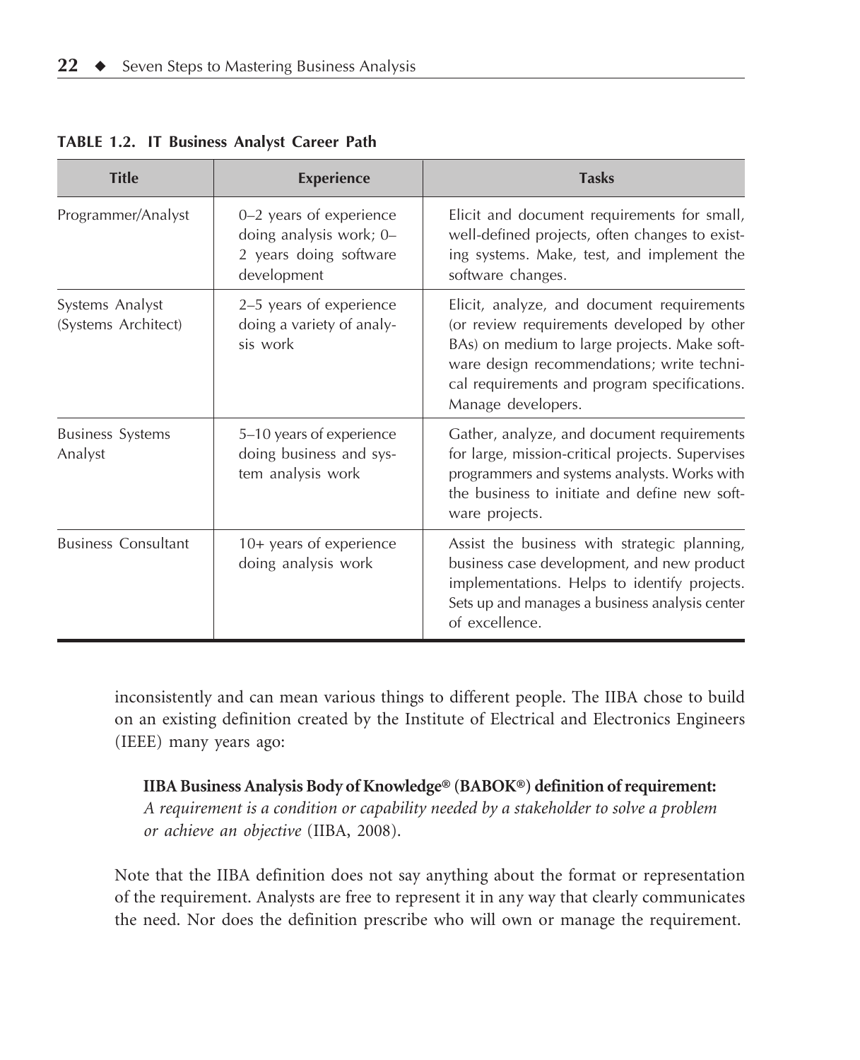**TABLE 1.2. IT Business Analyst Career Path**

| Title | Experience | Tasks |
|---|---|---|
| Programmer/Analyst | 0–2 years of experience doing analysis work; 0–2 years doing software development | Elicit and document requirements for small, well-defined projects, often changes to existing systems. Make, test, and implement the software changes. |
| Systems Analyst (Systems Architect) | 2–5 years of experience doing a variety of analysis work | Elicit, analyze, and document requirements (or review requirements developed by other BAs) on medium to large projects. Make software design recommendations; write technical requirements and program specifications. Manage developers. |
| Business Systems Analyst | 5–10 years of experience doing business and system analysis work | Gather, analyze, and document requirements for large, mission-critical projects. Supervises programmers and systems analysts. Works with the business to initiate and define new software projects. |
| Business Consultant | 10+ years of experience doing analysis work | Assist the business with strategic planning, business case development, and new product implementations. Helps to identify projects. Sets up and manages a business analysis center of excellence. |

inconsistently and can mean various things to different people. The IIBA chose to build on an existing definition created by the Institute of Electrical and Electronics Engineers (IEEE) many years ago:

> **IIBA Business Analysis Body of Knowledge® (BABOK®) definition of requirement:**
> *A requirement is a condition or capability needed by a stakeholder to solve a problem or achieve an objective* (IIBA, 2008).

Note that the IIBA definition does not say anything about the format or representation of the requirement. Analysts are free to represent it in any way that clearly communicates the need. Nor does the definition prescribe who will own or manage the requirement.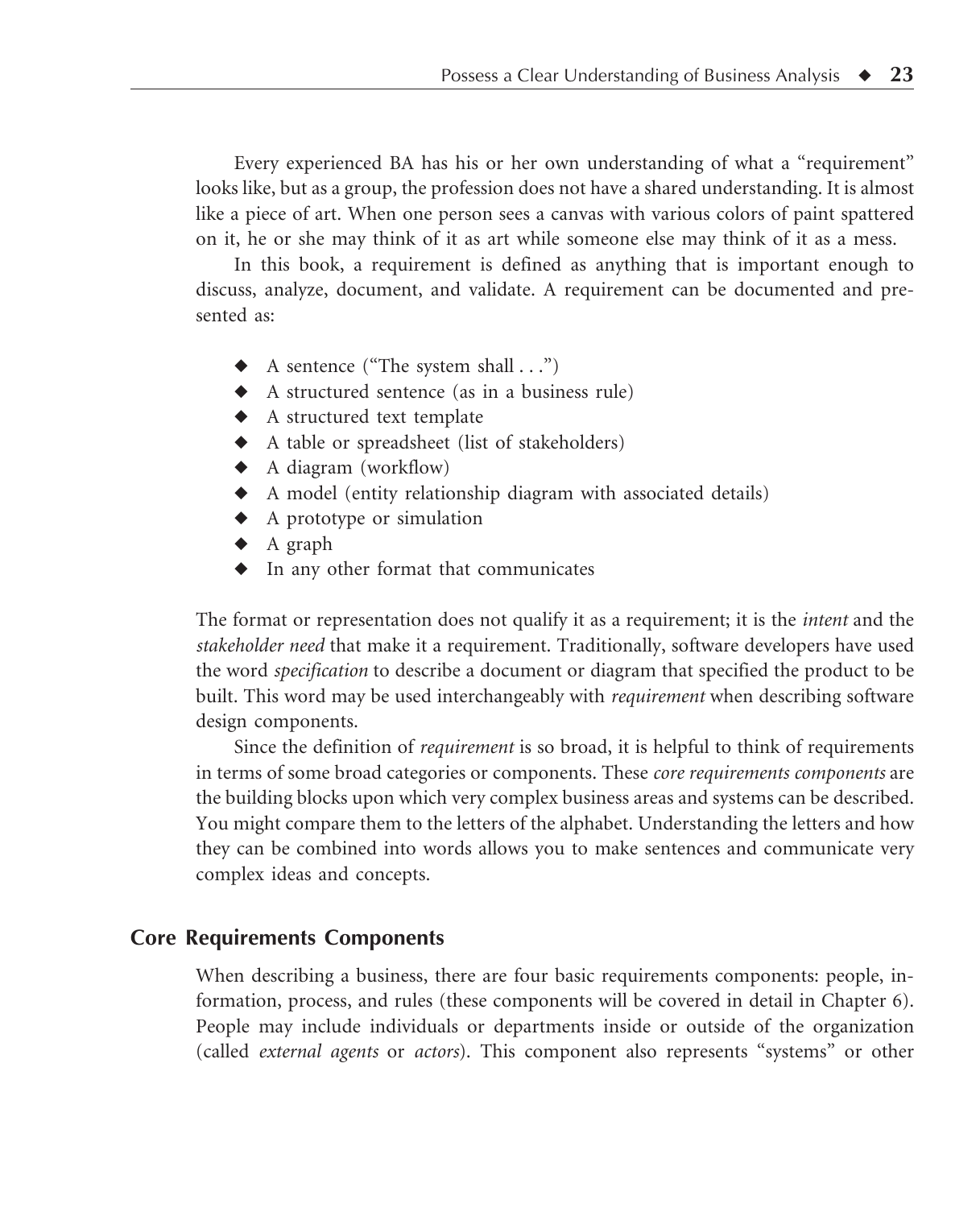Every experienced BA has his or her own understanding of what a "requirement" looks like, but as a group, the profession does not have a shared understanding. It is almost like a piece of art. When one person sees a canvas with various colors of paint spattered on it, he or she may think of it as art while someone else may think of it as a mess.

In this book, a requirement is defined as anything that is important enough to discuss, analyze, document, and validate. A requirement can be documented and presented as:

- A sentence ("The system shall . . .")
- A structured sentence (as in a business rule)
- A structured text template
- A table or spreadsheet (list of stakeholders)
- A diagram (workflow)
- A model (entity relationship diagram with associated details)
- A prototype or simulation
- A graph
- In any other format that communicates

The format or representation does not qualify it as a requirement; it is the *intent* and the *stakeholder need* that make it a requirement. Traditionally, software developers have used the word *specification* to describe a document or diagram that specified the product to be built. This word may be used interchangeably with *requirement* when describing software design components.

Since the definition of *requirement* is so broad, it is helpful to think of requirements in terms of some broad categories or components. These *core requirements components* are the building blocks upon which very complex business areas and systems can be described. You might compare them to the letters of the alphabet. Understanding the letters and how they can be combined into words allows you to make sentences and communicate very complex ideas and concepts.

## Core Requirements Components

When describing a business, there are four basic requirements components: people, information, process, and rules (these components will be covered in detail in Chapter 6). People may include individuals or departments inside or outside of the organization (called *external agents* or *actors*). This component also represents "systems" or other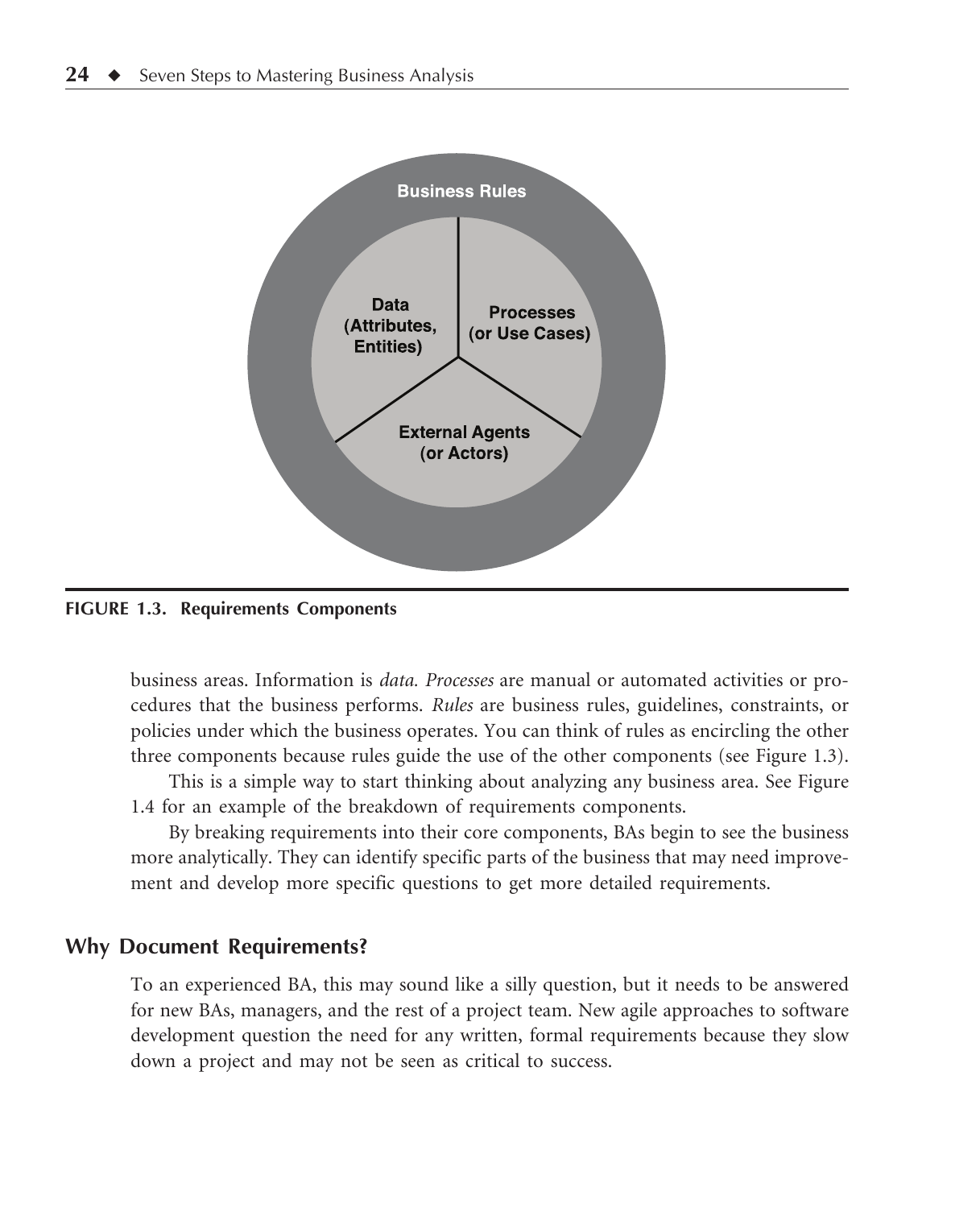FIGURE 1.3. Requirements Components

business areas. Information is *data. Processes* are manual or automated activities or procedures that the business performs. *Rules* are business rules, guidelines, constraints, or policies under which the business operates. You can think of rules as encircling the other three components because rules guide the use of the other components (see Figure 1.3).

This is a simple way to start thinking about analyzing any business area. See Figure 1.4 for an example of the breakdown of requirements components.

By breaking requirements into their core components, BAs begin to see the business more analytically. They can identify specific parts of the business that may need improvement and develop more specific questions to get more detailed requirements.

## Why Document Requirements?

To an experienced BA, this may sound like a silly question, but it needs to be answered for new BAs, managers, and the rest of a project team. New agile approaches to software development question the need for any written, formal requirements because they slow down a project and may not be seen as critical to success.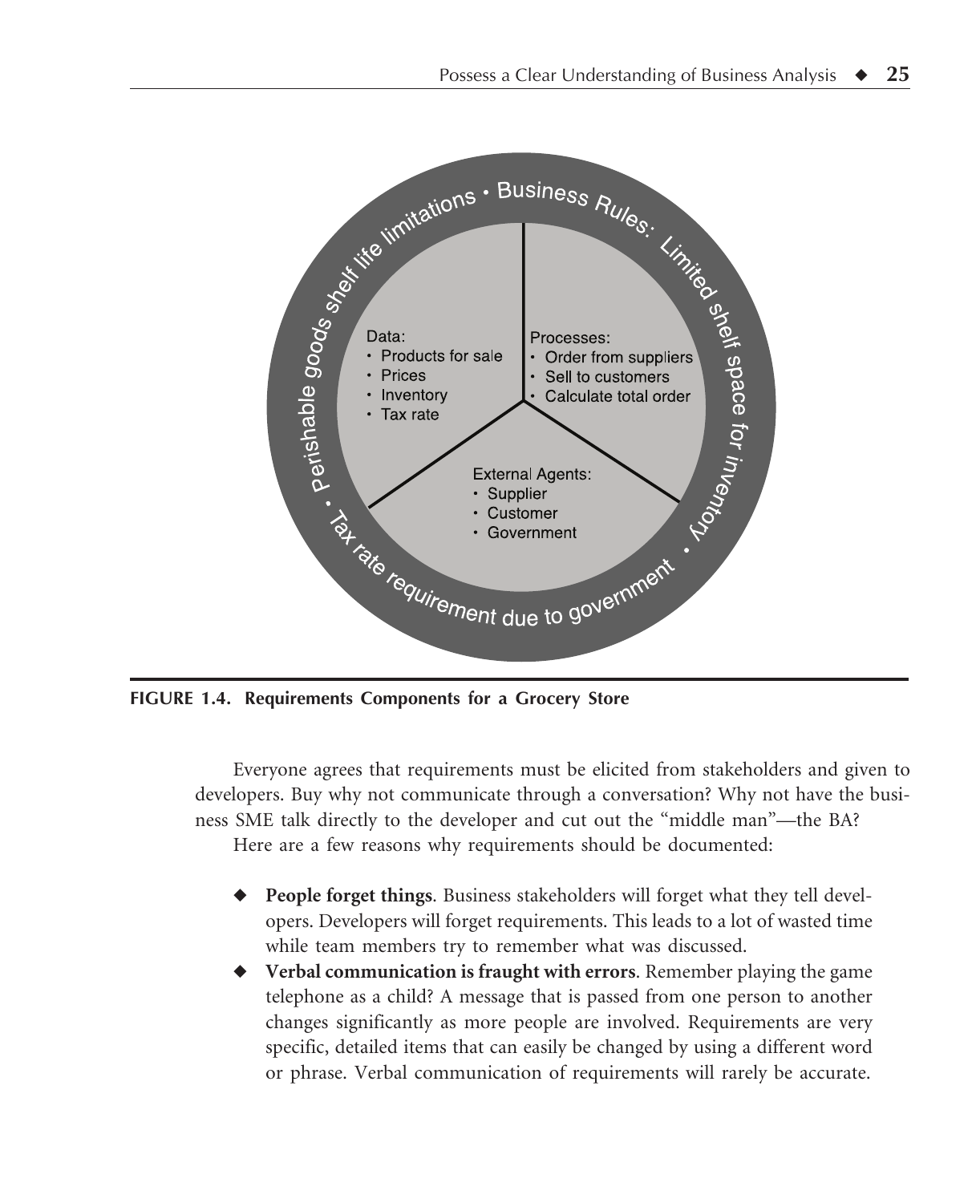Business Rules: Limited shelf space for inventory • Tax rate requirement due to government • Perishable goods shelf life limitations

Data:
- Products for sale
- Prices
- Inventory
- Tax rate

Processes:
- Order from suppliers
- Sell to customers
- Calculate total order

External Agents:
- Supplier
- Customer
- Government

**FIGURE 1.4. Requirements Components for a Grocery Store**

Everyone agrees that requirements must be elicited from stakeholders and given to developers. Buy why not communicate through a conversation? Why not have the business SME talk directly to the developer and cut out the "middle man"—the BA?

Here are a few reasons why requirements should be documented:

- **People forget things**. Business stakeholders will forget what they tell developers. Developers will forget requirements. This leads to a lot of wasted time while team members try to remember what was discussed.
- **Verbal communication is fraught with errors**. Remember playing the game telephone as a child? A message that is passed from one person to another changes significantly as more people are involved. Requirements are very specific, detailed items that can easily be changed by using a different word or phrase. Verbal communication of requirements will rarely be accurate.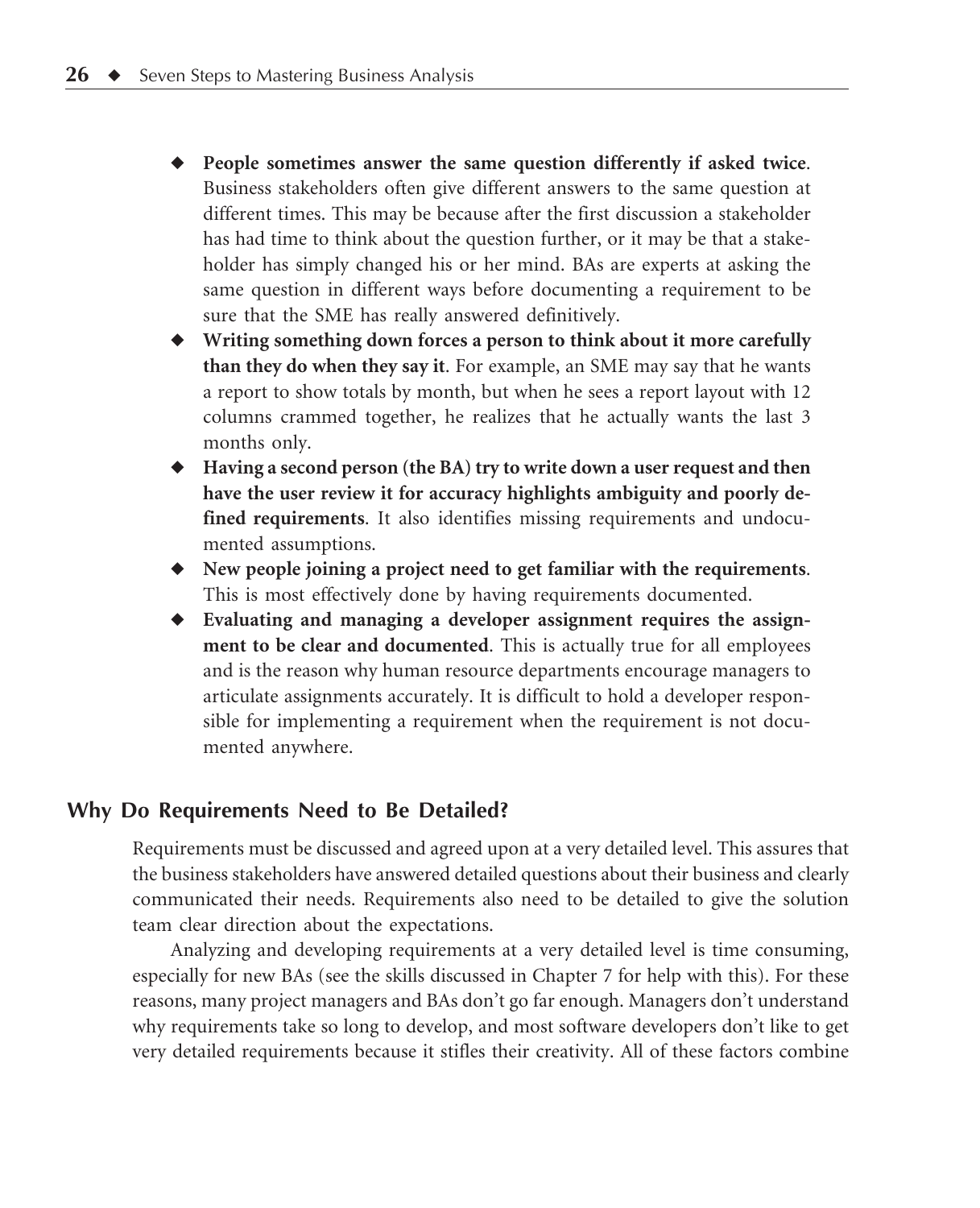- **People sometimes answer the same question differently if asked twice**. Business stakeholders often give different answers to the same question at different times. This may be because after the first discussion a stakeholder has had time to think about the question further, or it may be that a stakeholder has simply changed his or her mind. BAs are experts at asking the same question in different ways before documenting a requirement to be sure that the SME has really answered definitively.
- **Writing something down forces a person to think about it more carefully than they do when they say it**. For example, an SME may say that he wants a report to show totals by month, but when he sees a report layout with 12 columns crammed together, he realizes that he actually wants the last 3 months only.
- **Having a second person (the BA) try to write down a user request and then have the user review it for accuracy highlights ambiguity and poorly defined requirements**. It also identifies missing requirements and undocumented assumptions.
- **New people joining a project need to get familiar with the requirements**. This is most effectively done by having requirements documented.
- **Evaluating and managing a developer assignment requires the assignment to be clear and documented**. This is actually true for all employees and is the reason why human resource departments encourage managers to articulate assignments accurately. It is difficult to hold a developer responsible for implementing a requirement when the requirement is not documented anywhere.

### Why Do Requirements Need to Be Detailed?

Requirements must be discussed and agreed upon at a very detailed level. This assures that the business stakeholders have answered detailed questions about their business and clearly communicated their needs. Requirements also need to be detailed to give the solution team clear direction about the expectations.

Analyzing and developing requirements at a very detailed level is time consuming, especially for new BAs (see the skills discussed in Chapter 7 for help with this). For these reasons, many project managers and BAs don't go far enough. Managers don't understand why requirements take so long to develop, and most software developers don't like to get very detailed requirements because it stifles their creativity. All of these factors combine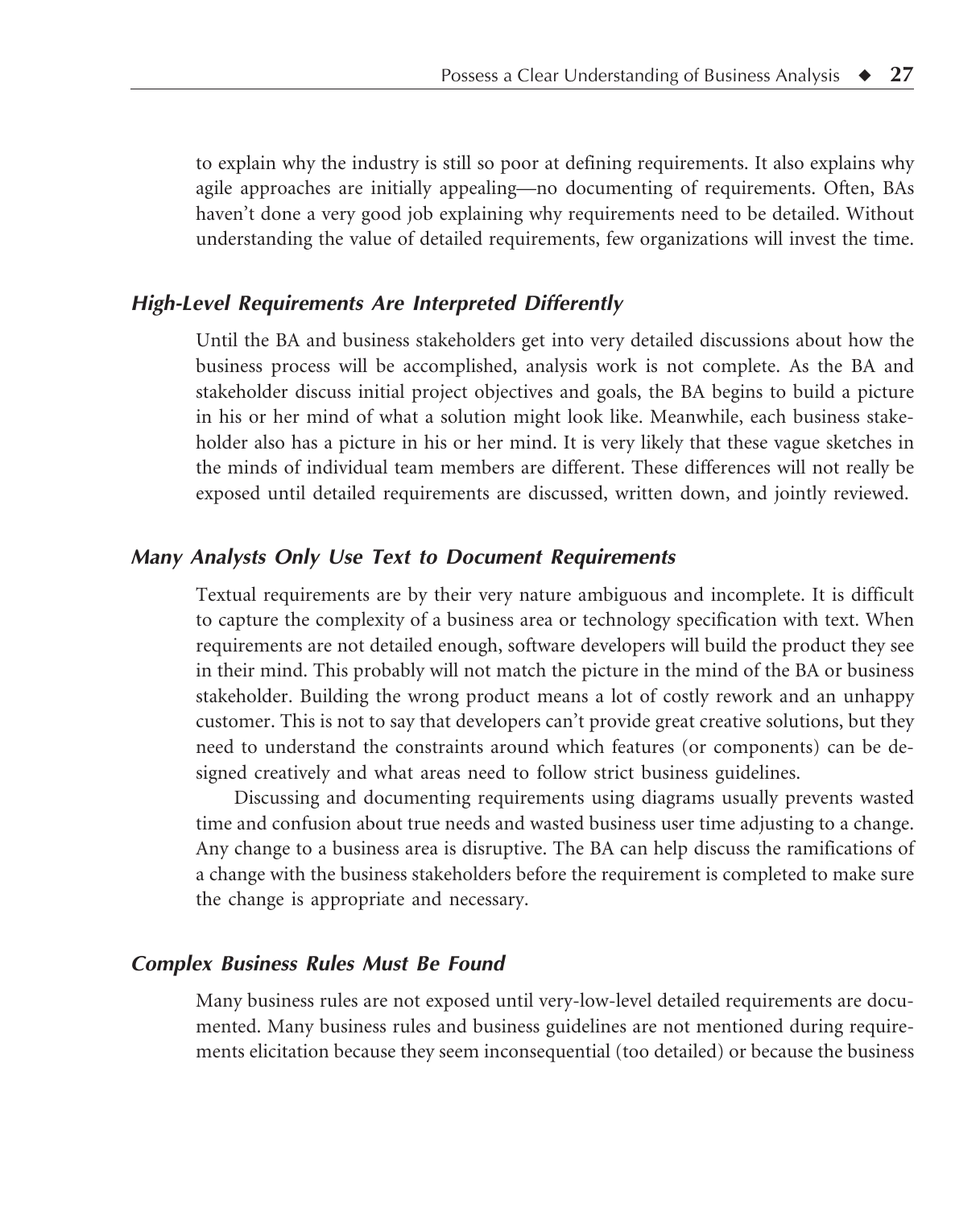to explain why the industry is still so poor at defining requirements. It also explains why agile approaches are initially appealing—no documenting of requirements. Often, BAs haven't done a very good job explaining why requirements need to be detailed. Without understanding the value of detailed requirements, few organizations will invest the time.

### *High-Level Requirements Are Interpreted Differently*

Until the BA and business stakeholders get into very detailed discussions about how the business process will be accomplished, analysis work is not complete. As the BA and stakeholder discuss initial project objectives and goals, the BA begins to build a picture in his or her mind of what a solution might look like. Meanwhile, each business stakeholder also has a picture in his or her mind. It is very likely that these vague sketches in the minds of individual team members are different. These differences will not really be exposed until detailed requirements are discussed, written down, and jointly reviewed.

### *Many Analysts Only Use Text to Document Requirements*

Textual requirements are by their very nature ambiguous and incomplete. It is difficult to capture the complexity of a business area or technology specification with text. When requirements are not detailed enough, software developers will build the product they see in their mind. This probably will not match the picture in the mind of the BA or business stakeholder. Building the wrong product means a lot of costly rework and an unhappy customer. This is not to say that developers can't provide great creative solutions, but they need to understand the constraints around which features (or components) can be designed creatively and what areas need to follow strict business guidelines.

Discussing and documenting requirements using diagrams usually prevents wasted time and confusion about true needs and wasted business user time adjusting to a change. Any change to a business area is disruptive. The BA can help discuss the ramifications of a change with the business stakeholders before the requirement is completed to make sure the change is appropriate and necessary.

### *Complex Business Rules Must Be Found*

Many business rules are not exposed until very-low-level detailed requirements are documented. Many business rules and business guidelines are not mentioned during requirements elicitation because they seem inconsequential (too detailed) or because the business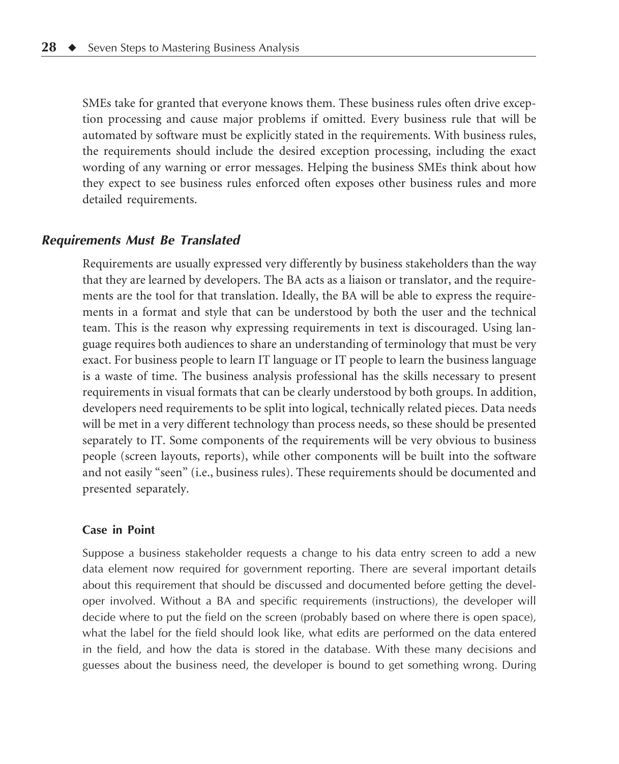SMEs take for granted that everyone knows them. These business rules often drive exception processing and cause major problems if omitted. Every business rule that will be automated by software must be explicitly stated in the requirements. With business rules, the requirements should include the desired exception processing, including the exact wording of any warning or error messages. Helping the business SMEs think about how they expect to see business rules enforced often exposes other business rules and more detailed requirements.

### *Requirements Must Be Translated*

Requirements are usually expressed very differently by business stakeholders than the way that they are learned by developers. The BA acts as a liaison or translator, and the requirements are the tool for that translation. Ideally, the BA will be able to express the requirements in a format and style that can be understood by both the user and the technical team. This is the reason why expressing requirements in text is discouraged. Using language requires both audiences to share an understanding of terminology that must be very exact. For business people to learn IT language or IT people to learn the business language is a waste of time. The business analysis professional has the skills necessary to present requirements in visual formats that can be clearly understood by both groups. In addition, developers need requirements to be split into logical, technically related pieces. Data needs will be met in a very different technology than process needs, so these should be presented separately to IT. Some components of the requirements will be very obvious to business people (screen layouts, reports), while other components will be built into the software and not easily "seen" (i.e., business rules). These requirements should be documented and presented separately.

#### Case in Point

Suppose a business stakeholder requests a change to his data entry screen to add a new data element now required for government reporting. There are several important details about this requirement that should be discussed and documented before getting the developer involved. Without a BA and specific requirements (instructions), the developer will decide where to put the field on the screen (probably based on where there is open space), what the label for the field should look like, what edits are performed on the data entered in the field, and how the data is stored in the database. With these many decisions and guesses about the business need, the developer is bound to get something wrong. During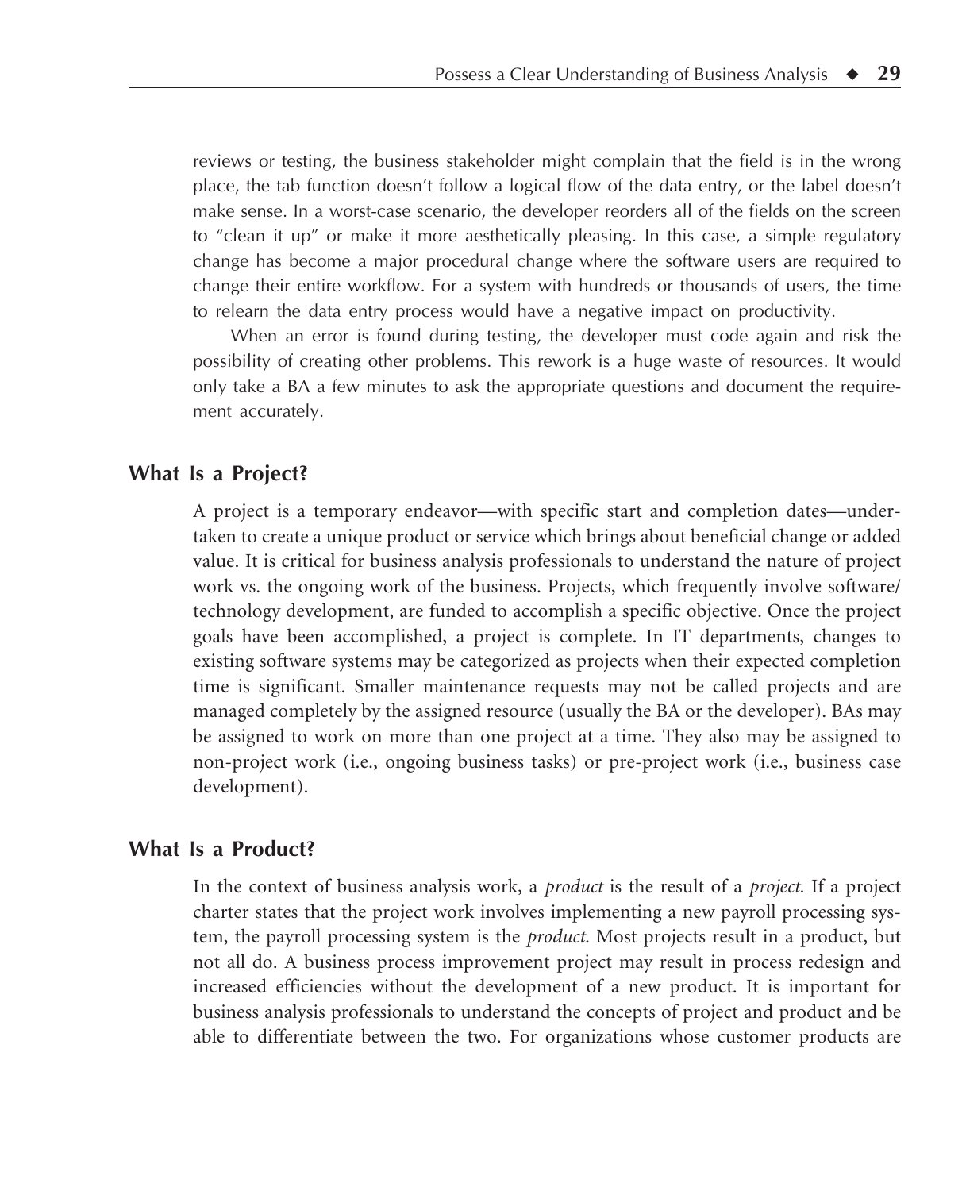reviews or testing, the business stakeholder might complain that the field is in the wrong place, the tab function doesn't follow a logical flow of the data entry, or the label doesn't make sense. In a worst-case scenario, the developer reorders all of the fields on the screen to "clean it up" or make it more aesthetically pleasing. In this case, a simple regulatory change has become a major procedural change where the software users are required to change their entire workflow. For a system with hundreds or thousands of users, the time to relearn the data entry process would have a negative impact on productivity.

When an error is found during testing, the developer must code again and risk the possibility of creating other problems. This rework is a huge waste of resources. It would only take a BA a few minutes to ask the appropriate questions and document the requirement accurately.

### What Is a Project?

A project is a temporary endeavor—with specific start and completion dates—undertaken to create a unique product or service which brings about beneficial change or added value. It is critical for business analysis professionals to understand the nature of project work vs. the ongoing work of the business. Projects, which frequently involve software/technology development, are funded to accomplish a specific objective. Once the project goals have been accomplished, a project is complete. In IT departments, changes to existing software systems may be categorized as projects when their expected completion time is significant. Smaller maintenance requests may not be called projects and are managed completely by the assigned resource (usually the BA or the developer). BAs may be assigned to work on more than one project at a time. They also may be assigned to non-project work (i.e., ongoing business tasks) or pre-project work (i.e., business case development).

### What Is a Product?

In the context of business analysis work, a *product* is the result of a *project*. If a project charter states that the project work involves implementing a new payroll processing system, the payroll processing system is the *product*. Most projects result in a product, but not all do. A business process improvement project may result in process redesign and increased efficiencies without the development of a new product. It is important for business analysis professionals to understand the concepts of project and product and be able to differentiate between the two. For organizations whose customer products are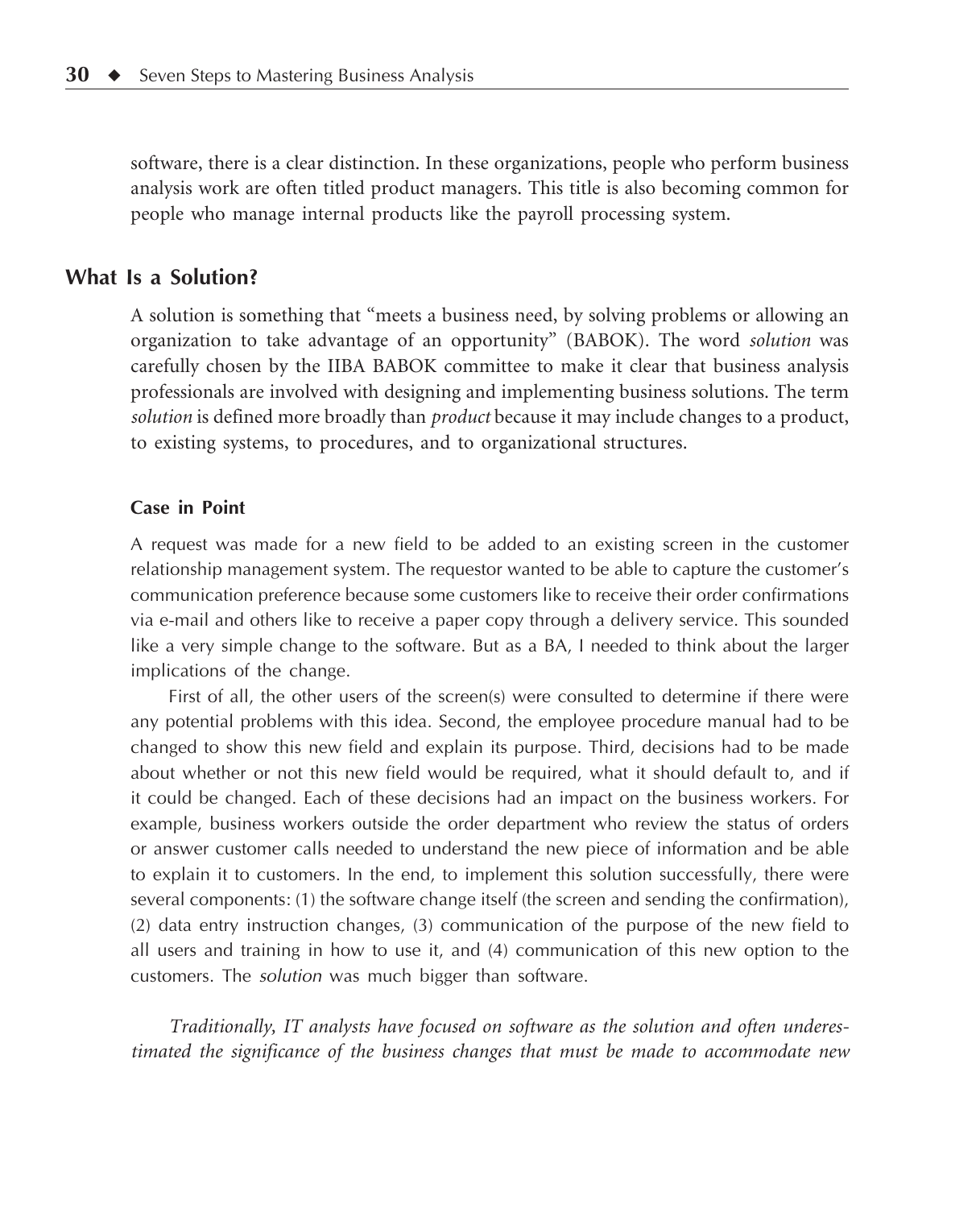software, there is a clear distinction. In these organizations, people who perform business analysis work are often titled product managers. This title is also becoming common for people who manage internal products like the payroll processing system.

## What Is a Solution?

A solution is something that "meets a business need, by solving problems or allowing an organization to take advantage of an opportunity" (BABOK). The word *solution* was carefully chosen by the IIBA BABOK committee to make it clear that business analysis professionals are involved with designing and implementing business solutions. The term *solution* is defined more broadly than *product* because it may include changes to a product, to existing systems, to procedures, and to organizational structures.

### Case in Point

A request was made for a new field to be added to an existing screen in the customer relationship management system. The requestor wanted to be able to capture the customer's communication preference because some customers like to receive their order confirmations via e-mail and others like to receive a paper copy through a delivery service. This sounded like a very simple change to the software. But as a BA, I needed to think about the larger implications of the change.

First of all, the other users of the screen(s) were consulted to determine if there were any potential problems with this idea. Second, the employee procedure manual had to be changed to show this new field and explain its purpose. Third, decisions had to be made about whether or not this new field would be required, what it should default to, and if it could be changed. Each of these decisions had an impact on the business workers. For example, business workers outside the order department who review the status of orders or answer customer calls needed to understand the new piece of information and be able to explain it to customers. In the end, to implement this solution successfully, there were several components: (1) the software change itself (the screen and sending the confirmation), (2) data entry instruction changes, (3) communication of the purpose of the new field to all users and training in how to use it, and (4) communication of this new option to the customers. The *solution* was much bigger than software.

*Traditionally, IT analysts have focused on software as the solution and often underestimated the significance of the business changes that must be made to accommodate new*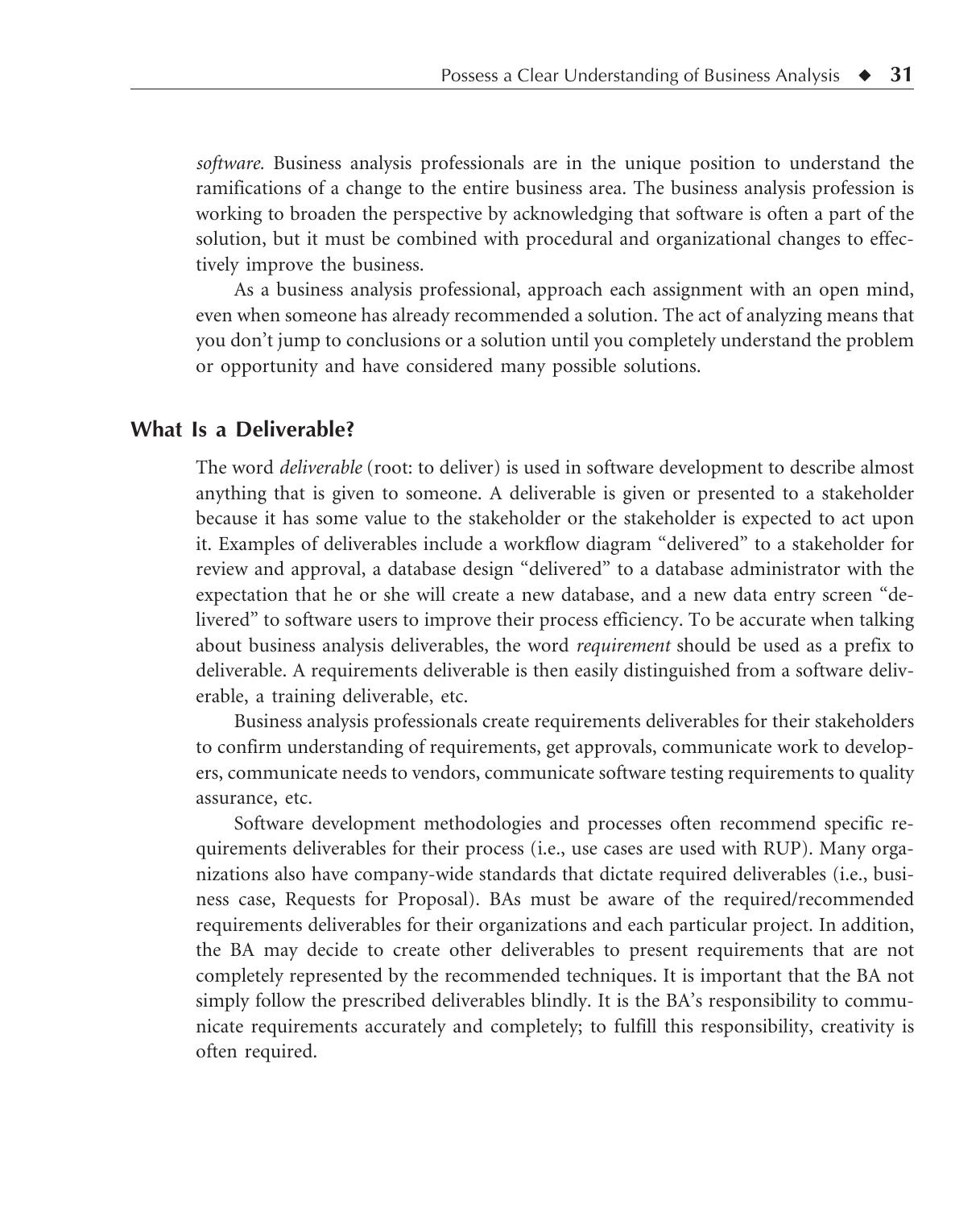*software.* Business analysis professionals are in the unique position to understand the ramifications of a change to the entire business area. The business analysis profession is working to broaden the perspective by acknowledging that software is often a part of the solution, but it must be combined with procedural and organizational changes to effectively improve the business.

As a business analysis professional, approach each assignment with an open mind, even when someone has already recommended a solution. The act of analyzing means that you don't jump to conclusions or a solution until you completely understand the problem or opportunity and have considered many possible solutions.

## What Is a Deliverable?

The word *deliverable* (root: to deliver) is used in software development to describe almost anything that is given to someone. A deliverable is given or presented to a stakeholder because it has some value to the stakeholder or the stakeholder is expected to act upon it. Examples of deliverables include a workflow diagram "delivered" to a stakeholder for review and approval, a database design "delivered" to a database administrator with the expectation that he or she will create a new database, and a new data entry screen "delivered" to software users to improve their process efficiency. To be accurate when talking about business analysis deliverables, the word *requirement* should be used as a prefix to deliverable. A requirements deliverable is then easily distinguished from a software deliverable, a training deliverable, etc.

Business analysis professionals create requirements deliverables for their stakeholders to confirm understanding of requirements, get approvals, communicate work to developers, communicate needs to vendors, communicate software testing requirements to quality assurance, etc.

Software development methodologies and processes often recommend specific requirements deliverables for their process (i.e., use cases are used with RUP). Many organizations also have company-wide standards that dictate required deliverables (i.e., business case, Requests for Proposal). BAs must be aware of the required/recommended requirements deliverables for their organizations and each particular project. In addition, the BA may decide to create other deliverables to present requirements that are not completely represented by the recommended techniques. It is important that the BA not simply follow the prescribed deliverables blindly. It is the BA's responsibility to communicate requirements accurately and completely; to fulfill this responsibility, creativity is often required.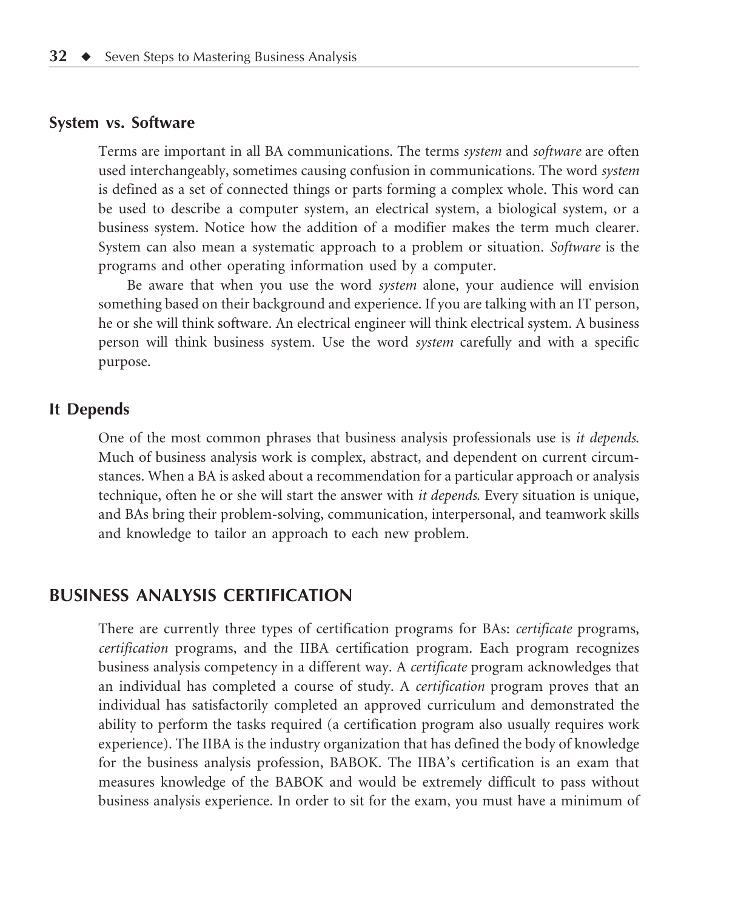### System vs. Software

Terms are important in all BA communications. The terms *system* and *software* are often used interchangeably, sometimes causing confusion in communications. The word *system* is defined as a set of connected things or parts forming a complex whole. This word can be used to describe a computer system, an electrical system, a biological system, or a business system. Notice how the addition of a modifier makes the term much clearer. System can also mean a systematic approach to a problem or situation. *Software* is the programs and other operating information used by a computer.

Be aware that when you use the word *system* alone, your audience will envision something based on their background and experience. If you are talking with an IT person, he or she will think software. An electrical engineer will think electrical system. A business person will think business system. Use the word *system* carefully and with a specific purpose.

### It Depends

One of the most common phrases that business analysis professionals use is *it depends*. Much of business analysis work is complex, abstract, and dependent on current circumstances. When a BA is asked about a recommendation for a particular approach or analysis technique, often he or she will start the answer with *it depends*. Every situation is unique, and BAs bring their problem-solving, communication, interpersonal, and teamwork skills and knowledge to tailor an approach to each new problem.

## BUSINESS ANALYSIS CERTIFICATION

There are currently three types of certification programs for BAs: *certificate* programs, *certification* programs, and the IIBA certification program. Each program recognizes business analysis competency in a different way. A *certificate* program acknowledges that an individual has completed a course of study. A *certification* program proves that an individual has satisfactorily completed an approved curriculum and demonstrated the ability to perform the tasks required (a certification program also usually requires work experience). The IIBA is the industry organization that has defined the body of knowledge for the business analysis profession, BABOK. The IIBA's certification is an exam that measures knowledge of the BABOK and would be extremely difficult to pass without business analysis experience. In order to sit for the exam, you must have a minimum of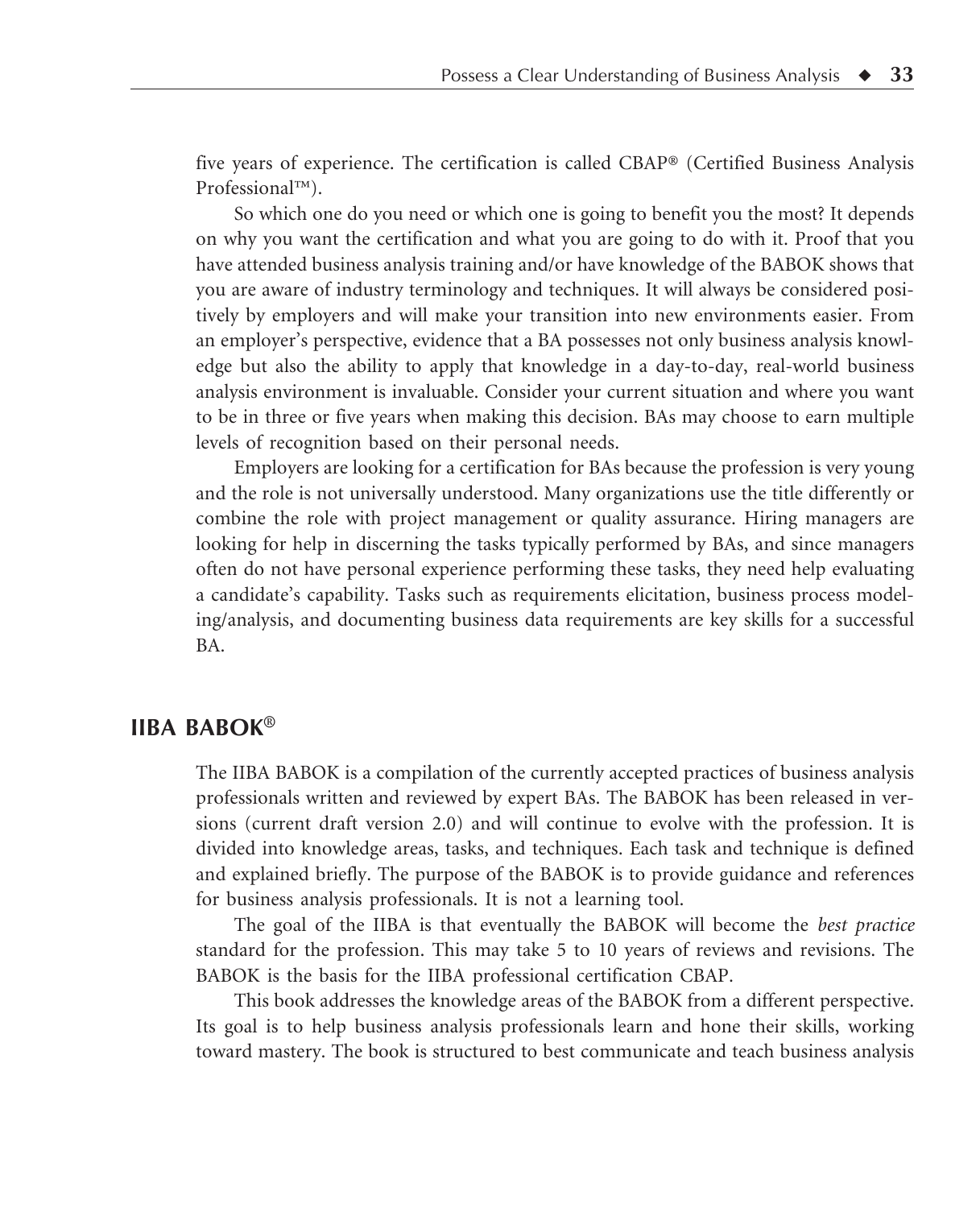five years of experience. The certification is called CBAP® (Certified Business Analysis Professional™).

So which one do you need or which one is going to benefit you the most? It depends on why you want the certification and what you are going to do with it. Proof that you have attended business analysis training and/or have knowledge of the BABOK shows that you are aware of industry terminology and techniques. It will always be considered positively by employers and will make your transition into new environments easier. From an employer's perspective, evidence that a BA possesses not only business analysis knowledge but also the ability to apply that knowledge in a day-to-day, real-world business analysis environment is invaluable. Consider your current situation and where you want to be in three or five years when making this decision. BAs may choose to earn multiple levels of recognition based on their personal needs.

Employers are looking for a certification for BAs because the profession is very young and the role is not universally understood. Many organizations use the title differently or combine the role with project management or quality assurance. Hiring managers are looking for help in discerning the tasks typically performed by BAs, and since managers often do not have personal experience performing these tasks, they need help evaluating a candidate's capability. Tasks such as requirements elicitation, business process modeling/analysis, and documenting business data requirements are key skills for a successful BA.

## IIBA BABOK®

The IIBA BABOK is a compilation of the currently accepted practices of business analysis professionals written and reviewed by expert BAs. The BABOK has been released in versions (current draft version 2.0) and will continue to evolve with the profession. It is divided into knowledge areas, tasks, and techniques. Each task and technique is defined and explained briefly. The purpose of the BABOK is to provide guidance and references for business analysis professionals. It is not a learning tool.

The goal of the IIBA is that eventually the BABOK will become the *best practice* standard for the profession. This may take 5 to 10 years of reviews and revisions. The BABOK is the basis for the IIBA professional certification CBAP.

This book addresses the knowledge areas of the BABOK from a different perspective. Its goal is to help business analysis professionals learn and hone their skills, working toward mastery. The book is structured to best communicate and teach business analysis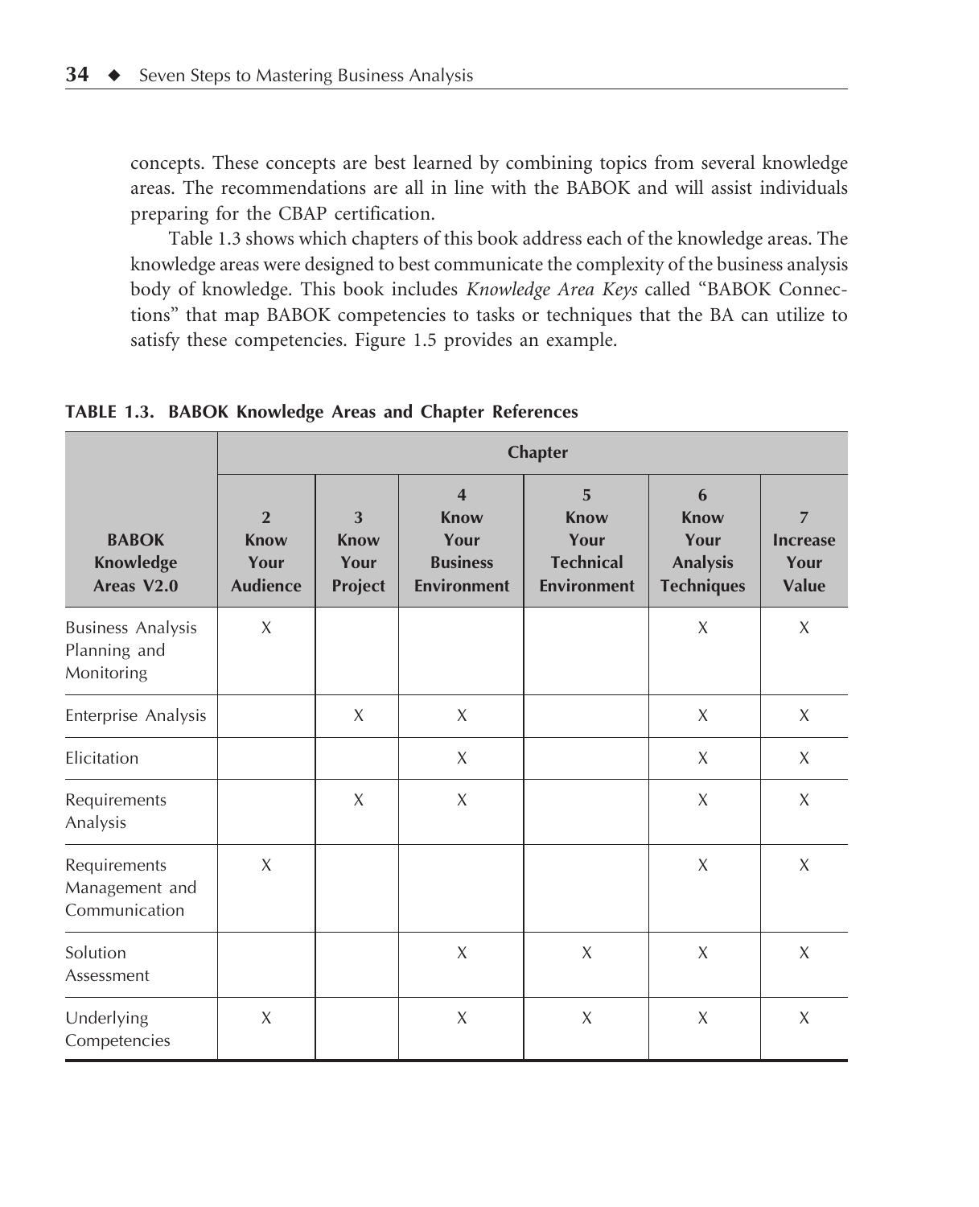concepts. These concepts are best learned by combining topics from several knowledge areas. The recommendations are all in line with the BABOK and will assist individuals preparing for the CBAP certification.

Table 1.3 shows which chapters of this book address each of the knowledge areas. The knowledge areas were designed to best communicate the complexity of the business analysis body of knowledge. This book includes *Knowledge Area Keys* called "BABOK Connections" that map BABOK competencies to tasks or techniques that the BA can utilize to satisfy these competencies. Figure 1.5 provides an example.

**TABLE 1.3. BABOK Knowledge Areas and Chapter References**

| | **Chapter** | | | | | |
|---|---|---|---|---|---|---|
| **BABOK Knowledge Areas V2.0** | **2 Know Your Audience** | **3 Know Your Project** | **4 Know Your Business Environment** | **5 Know Your Technical Environment** | **6 Know Your Analysis Techniques** | **7 Increase Your Value** |
| Business Analysis Planning and Monitoring | X | | | | X | X |
| Enterprise Analysis | | X | X | | X | X |
| Elicitation | | | X | | X | X |
| Requirements Analysis | | X | X | | X | X |
| Requirements Management and Communication | X | | | | X | X |
| Solution Assessment | | | X | X | X | X |
| Underlying Competencies | X | | X | X | X | X |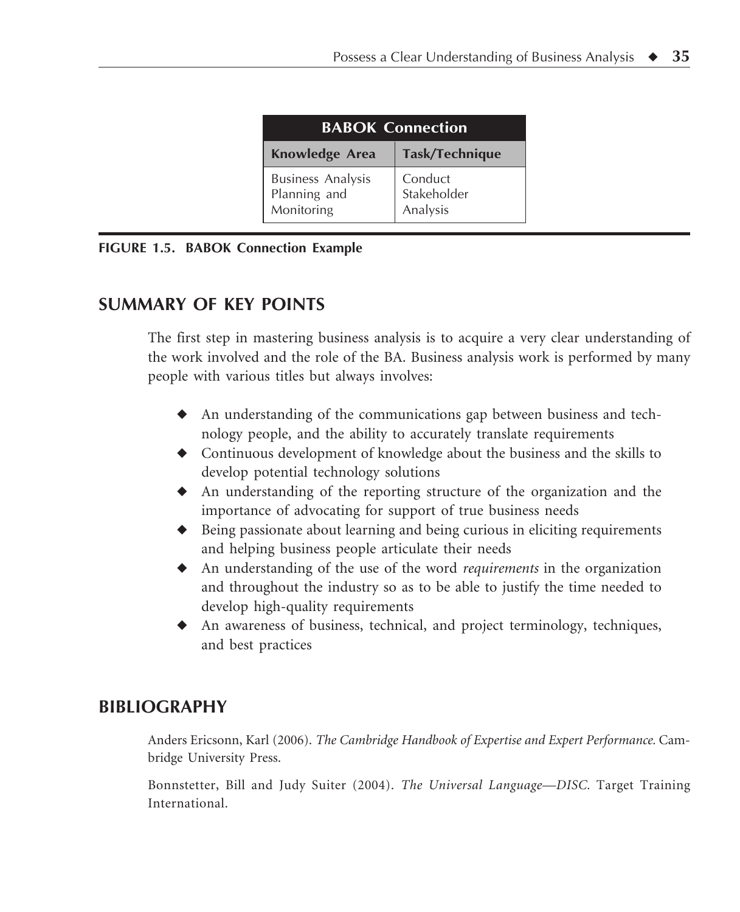| BABOK Connection | |
|---|---|
| **Knowledge Area** | **Task/Technique** |
| Business Analysis Planning and Monitoring | Conduct Stakeholder Analysis |

**FIGURE 1.5. BABOK Connection Example**

## SUMMARY OF KEY POINTS

The first step in mastering business analysis is to acquire a very clear understanding of the work involved and the role of the BA. Business analysis work is performed by many people with various titles but always involves:

- An understanding of the communications gap between business and technology people, and the ability to accurately translate requirements
- Continuous development of knowledge about the business and the skills to develop potential technology solutions
- An understanding of the reporting structure of the organization and the importance of advocating for support of true business needs
- Being passionate about learning and being curious in eliciting requirements and helping business people articulate their needs
- An understanding of the use of the word *requirements* in the organization and throughout the industry so as to be able to justify the time needed to develop high-quality requirements
- An awareness of business, technical, and project terminology, techniques, and best practices

## BIBLIOGRAPHY

Anders Ericsonn, Karl (2006). *The Cambridge Handbook of Expertise and Expert Performance.* Cambridge University Press.

Bonnstetter, Bill and Judy Suiter (2004). *The Universal Language—DISC.* Target Training International.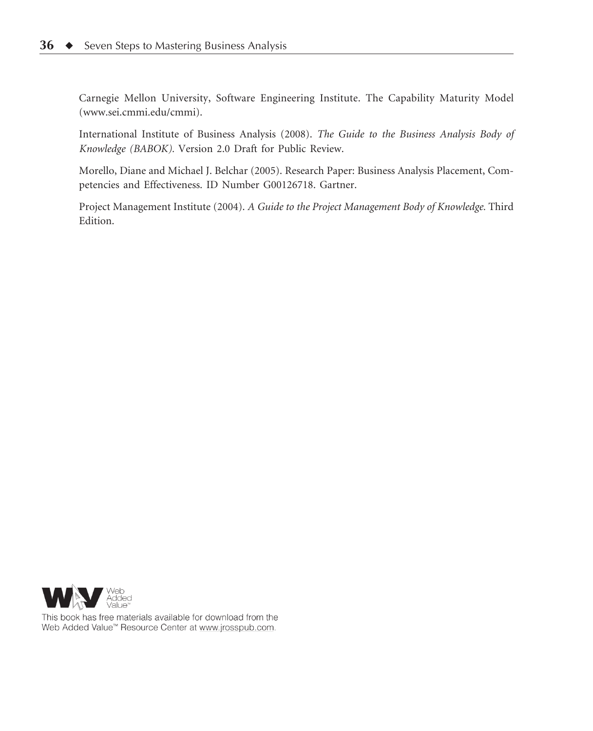Carnegie Mellon University, Software Engineering Institute. The Capability Maturity Model (www.sei.cmmi.edu/cmmi).

International Institute of Business Analysis (2008). *The Guide to the Business Analysis Body of Knowledge (BABOK)*. Version 2.0 Draft for Public Review.

Morello, Diane and Michael J. Belchar (2005). Research Paper: Business Analysis Placement, Competencies and Effectiveness. ID Number G00126718. Gartner.

Project Management Institute (2004). *A Guide to the Project Management Body of Knowledge.* Third Edition.

Web Added Value™

This book has free materials available for download from the Web Added Value™ Resource Center at www.jrosspub.com.